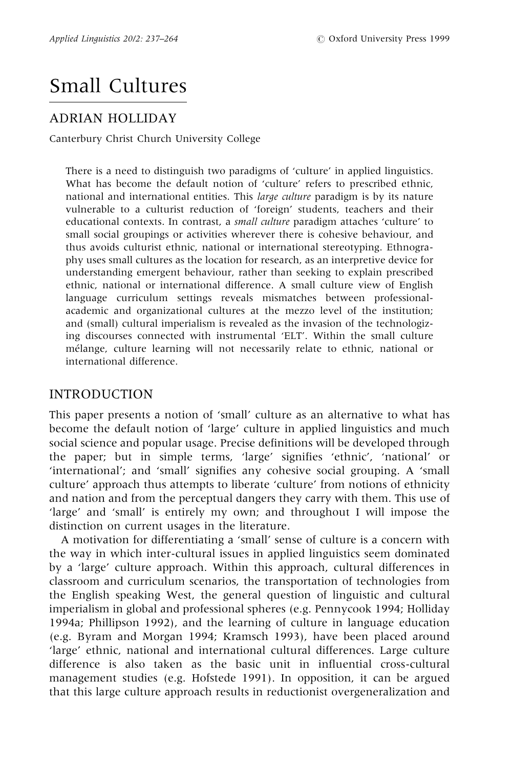# Small Cultures

ADRIAN HOLLIDAY

Canterbury Christ Church University College

There is a need to distinguish two paradigms of 'culture' in applied linguistics. What has become the default notion of 'culture' refers to prescribed ethnic, national and international entities. This *large culture* paradigm is by its nature vulnerable to a culturist reduction of 'foreign' students, teachers and their educational contexts. In contrast, a *small culture* paradigm attaches 'culture' to small social groupings or activities wherever there is cohesive behaviour, and thus avoids culturist ethnic, national or international stereotyping. Ethnography uses small cultures as the location for research, as an interpretive device for understanding emergent behaviour, rather than seeking to explain prescribed ethnic, national or international difference. A small culture view of English language curriculum settings reveals mismatches between professional-academic and organizational cultures at the mezzo level of the institution; and (small) cultural imperialism is revealed as the invasion of the technologizing discourses connected with instrumental 'ELT'. Within the small culture mélange, culture learning will not necessarily relate to ethnic, national or international difference.

## INTRODUCTION

This paper presents a notion of 'small' culture as an alternative to what has become the default notion of 'large' culture in applied linguistics and much social science and popular usage. Precise definitions will be developed through the paper; but in simple terms, 'large' signifies 'ethnic', 'national' or 'international'; and 'small' signifies any cohesive social grouping. A 'small culture' approach thus attempts to liberate 'culture' from notions of ethnicity and nation and from the perceptual dangers they carry with them. This use of 'large' and 'small' is entirely my own; and throughout I will impose the distinction on current usages in the literature.

A motivation for differentiating a 'small' sense of culture is a concern with the way in which inter-cultural issues in applied linguistics seem dominated by a 'large' culture approach. Within this approach, cultural differences in classroom and curriculum scenarios, the transportation of technologies from the English speaking West, the general question of linguistic and cultural imperialism in global and professional spheres (e.g. Pennycook 1994; Holliday 1994a; Phillipson 1992), and the learning of culture in language education (e.g. Byram and Morgan 1994; Kramsch 1993), have been placed around 'large' ethnic, national and international cultural differences. Large culture difference is also taken as the basic unit in influential cross-cultural management studies (e.g. Hofstede 1991). In opposition, it can be argued that this large culture approach results in reductionist overgeneralization and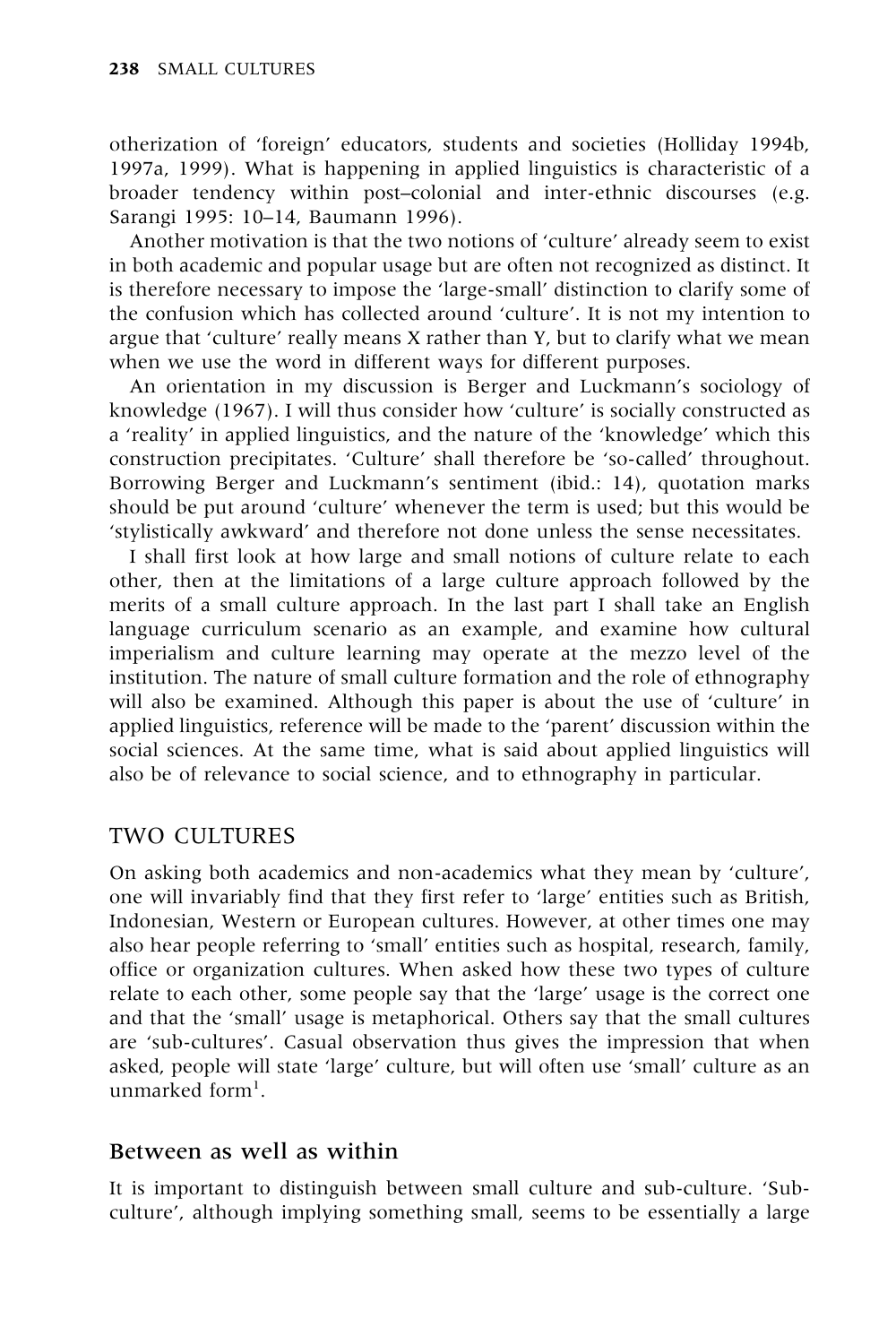otherization of 'foreign' educators, students and societies (Holliday 1994b, 1997a, 1999). What is happening in applied linguistics is characteristic of a broader tendency within post–colonial and inter-ethnic discourses (e.g. Sarangi 1995: 10–14, Baumann 1996).

Another motivation is that the two notions of 'culture' already seem to exist in both academic and popular usage but are often not recognized as distinct. It is therefore necessary to impose the 'large-small' distinction to clarify some of the confusion which has collected around 'culture'. It is not my intention to argue that 'culture' really means X rather than Y, but to clarify what we mean when we use the word in different ways for different purposes.

An orientation in my discussion is Berger and Luckmann's sociology of knowledge (1967). I will thus consider how 'culture' is socially constructed as a 'reality' in applied linguistics, and the nature of the 'knowledge' which this construction precipitates. 'Culture' shall therefore be 'so-called' throughout. Borrowing Berger and Luckmann's sentiment (ibid.: 14), quotation marks should be put around 'culture' whenever the term is used; but this would be 'stylistically awkward' and therefore not done unless the sense necessitates.

I shall first look at how large and small notions of culture relate to each other, then at the limitations of a large culture approach followed by the merits of a small culture approach. In the last part I shall take an English language curriculum scenario as an example, and examine how cultural imperialism and culture learning may operate at the mezzo level of the institution. The nature of small culture formation and the role of ethnography will also be examined. Although this paper is about the use of 'culture' in applied linguistics, reference will be made to the 'parent' discussion within the social sciences. At the same time, what is said about applied linguistics will also be of relevance to social science, and to ethnography in particular.

## TWO CULTURES

On asking both academics and non-academics what they mean by 'culture', one will invariably find that they first refer to 'large' entities such as British, Indonesian, Western or European cultures. However, at other times one may also hear people referring to 'small' entities such as hospital, research, family, office or organization cultures. When asked how these two types of culture relate to each other, some people say that the 'large' usage is the correct one and that the 'small' usage is metaphorical. Others say that the small cultures are 'sub-cultures'. Casual observation thus gives the impression that when asked, people will state 'large' culture, but will often use 'small' culture as an unmarked form[1].

### Between as well as within

It is important to distinguish between small culture and sub-culture. 'Sub-culture', although implying something small, seems to be essentially a large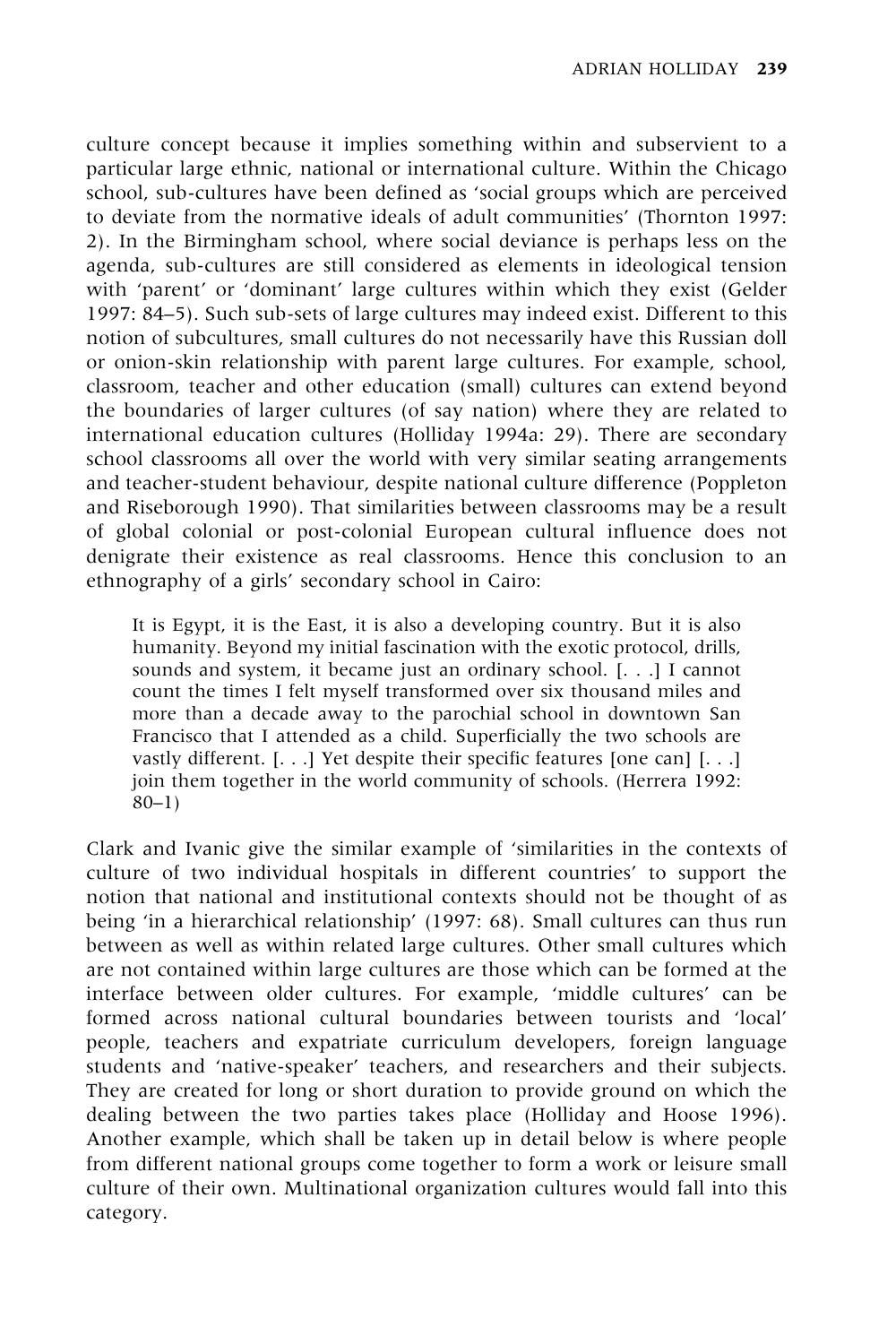culture concept because it implies something within and subservient to a particular large ethnic, national or international culture. Within the Chicago school, sub-cultures have been defined as 'social groups which are perceived to deviate from the normative ideals of adult communities' (Thornton 1997: 2). In the Birmingham school, where social deviance is perhaps less on the agenda, sub-cultures are still considered as elements in ideological tension with 'parent' or 'dominant' large cultures within which they exist (Gelder 1997: 84–5). Such sub-sets of large cultures may indeed exist. Different to this notion of subcultures, small cultures do not necessarily have this Russian doll or onion-skin relationship with parent large cultures. For example, school, classroom, teacher and other education (small) cultures can extend beyond the boundaries of larger cultures (of say nation) where they are related to international education cultures (Holliday 1994a: 29). There are secondary school classrooms all over the world with very similar seating arrangements and teacher-student behaviour, despite national culture difference (Poppleton and Riseborough 1990). That similarities between classrooms may be a result of global colonial or post-colonial European cultural influence does not denigrate their existence as real classrooms. Hence this conclusion to an ethnography of a girls' secondary school in Cairo:

> It is Egypt, it is the East, it is also a developing country. But it is also humanity. Beyond my initial fascination with the exotic protocol, drills, sounds and system, it became just an ordinary school. [. . .] I cannot count the times I felt myself transformed over six thousand miles and more than a decade away to the parochial school in downtown San Francisco that I attended as a child. Superficially the two schools are vastly different. [. . .] Yet despite their specific features [one can] [. . .] join them together in the world community of schools. (Herrera 1992: 80–1)

Clark and Ivanic give the similar example of 'similarities in the contexts of culture of two individual hospitals in different countries' to support the notion that national and institutional contexts should not be thought of as being 'in a hierarchical relationship' (1997: 68). Small cultures can thus run between as well as within related large cultures. Other small cultures which are not contained within large cultures are those which can be formed at the interface between older cultures. For example, 'middle cultures' can be formed across national cultural boundaries between tourists and 'local' people, teachers and expatriate curriculum developers, foreign language students and 'native-speaker' teachers, and researchers and their subjects. They are created for long or short duration to provide ground on which the dealing between the two parties takes place (Holliday and Hoose 1996). Another example, which shall be taken up in detail below is where people from different national groups come together to form a work or leisure small culture of their own. Multinational organization cultures would fall into this category.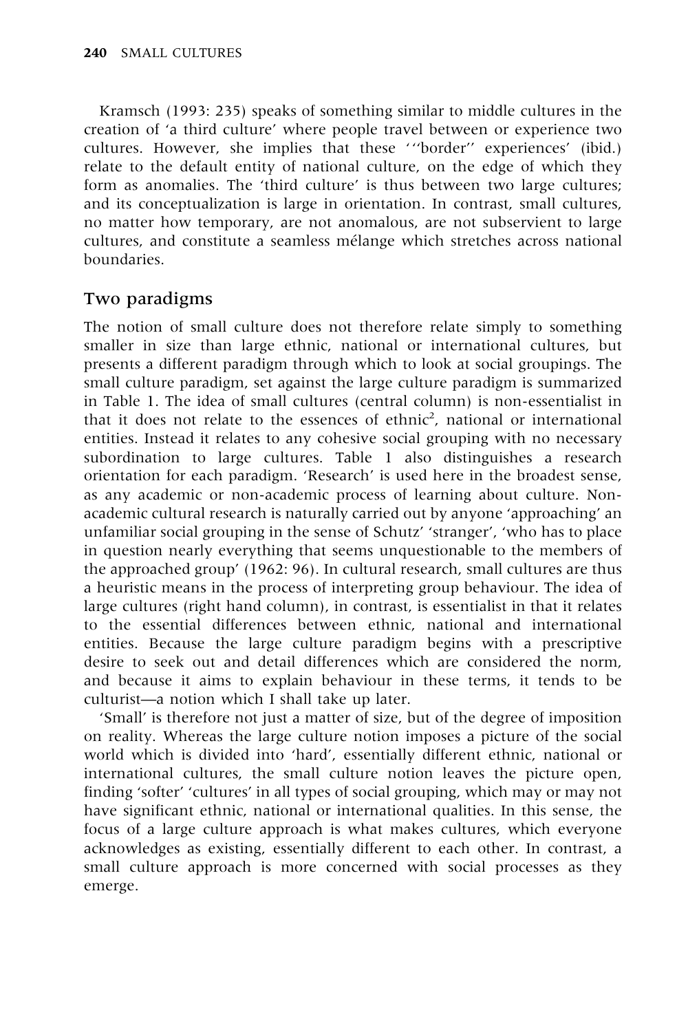Kramsch (1993: 235) speaks of something similar to middle cultures in the creation of 'a third culture' where people travel between or experience two cultures. However, she implies that these '"border" experiences' (ibid.) relate to the default entity of national culture, on the edge of which they form as anomalies. The 'third culture' is thus between two large cultures; and its conceptualization is large in orientation. In contrast, small cultures, no matter how temporary, are not anomalous, are not subservient to large cultures, and constitute a seamless mélange which stretches across national boundaries.

## Two paradigms

The notion of small culture does not therefore relate simply to something smaller in size than large ethnic, national or international cultures, but presents a different paradigm through which to look at social groupings. The small culture paradigm, set against the large culture paradigm is summarized in Table 1. The idea of small cultures (central column) is non-essentialist in that it does not relate to the essences of ethnic[2], national or international entities. Instead it relates to any cohesive social grouping with no necessary subordination to large cultures. Table 1 also distinguishes a research orientation for each paradigm. 'Research' is used here in the broadest sense, as any academic or non-academic process of learning about culture. Non-academic cultural research is naturally carried out by anyone 'approaching' an unfamiliar social grouping in the sense of Schutz' 'stranger', 'who has to place in question nearly everything that seems unquestionable to the members of the approached group' (1962: 96). In cultural research, small cultures are thus a heuristic means in the process of interpreting group behaviour. The idea of large cultures (right hand column), in contrast, is essentialist in that it relates to the essential differences between ethnic, national and international entities. Because the large culture paradigm begins with a prescriptive desire to seek out and detail differences which are considered the norm, and because it aims to explain behaviour in these terms, it tends to be culturist—a notion which I shall take up later.

'Small' is therefore not just a matter of size, but of the degree of imposition on reality. Whereas the large culture notion imposes a picture of the social world which is divided into 'hard', essentially different ethnic, national or international cultures, the small culture notion leaves the picture open, finding 'softer' 'cultures' in all types of social grouping, which may or may not have significant ethnic, national or international qualities. In this sense, the focus of a large culture approach is what makes cultures, which everyone acknowledges as existing, essentially different to each other. In contrast, a small culture approach is more concerned with social processes as they emerge.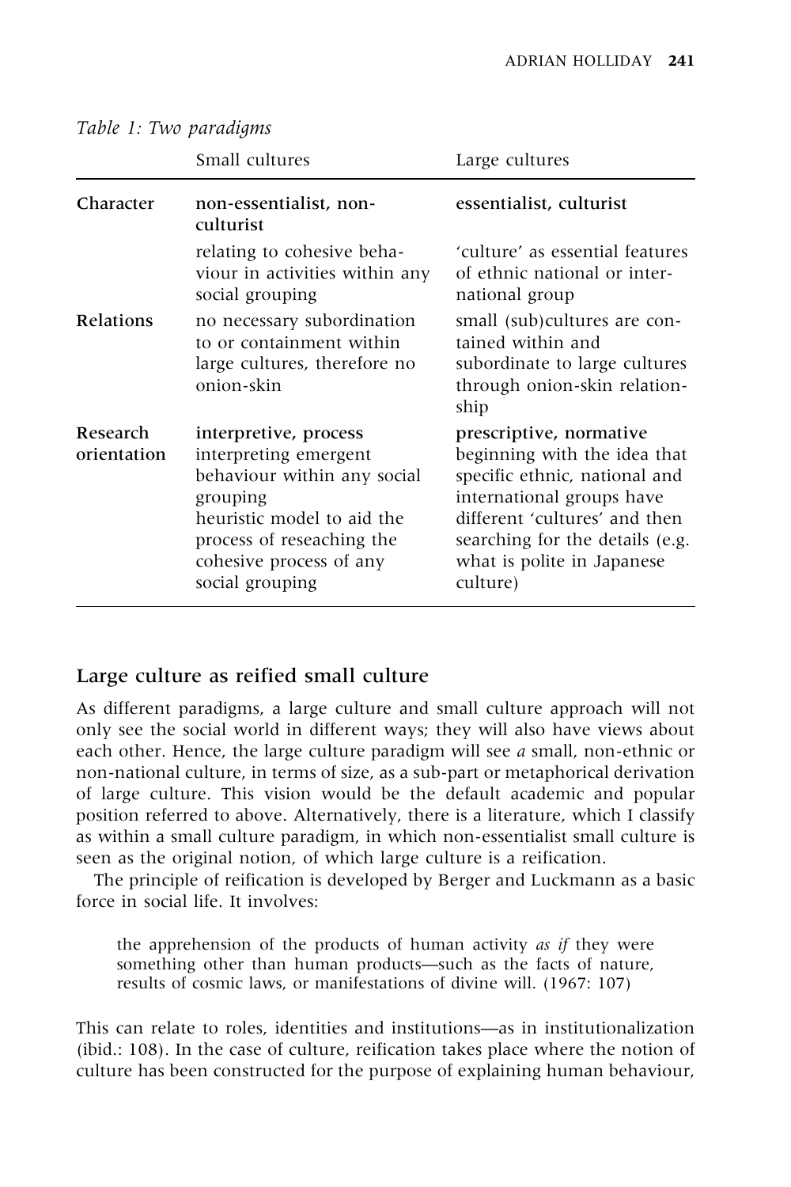*Table 1: Two paradigms*

| | Small cultures | Large cultures |
|---|---|---|
| Character | **non-essentialist, non-culturist** | **essentialist, culturist** |
| | relating to cohesive behaviour in activities within any social grouping | 'culture' as essential features of ethnic national or international group |
| Relations | no necessary subordination to or containment within large cultures, therefore no onion-skin | small (sub)cultures are contained within and subordinate to large cultures through onion-skin relationship |
| Research orientation | **interpretive, process** interpreting emergent behaviour within any social grouping heuristic model to aid the process of reseaching the cohesive process of any social grouping | **prescriptive, normative** beginning with the idea that specific ethnic, national and international groups have different 'cultures' and then searching for the details (e.g. what is polite in Japanese culture) |

## Large culture as reified small culture

As different paradigms, a large culture and small culture approach will not only see the social world in different ways; they will also have views about each other. Hence, the large culture paradigm will see *a* small, non-ethnic or non-national culture, in terms of size, as a sub-part or metaphorical derivation of large culture. This vision would be the default academic and popular position referred to above. Alternatively, there is a literature, which I classify as within a small culture paradigm, in which non-essentialist small culture is seen as the original notion, of which large culture is a reification.

The principle of reification is developed by Berger and Luckmann as a basic force in social life. It involves:

> the apprehension of the products of human activity *as if* they were something other than human products—such as the facts of nature, results of cosmic laws, or manifestations of divine will. (1967: 107)

This can relate to roles, identities and institutions—as in institutionalization (ibid.: 108). In the case of culture, reification takes place where the notion of culture has been constructed for the purpose of explaining human behaviour,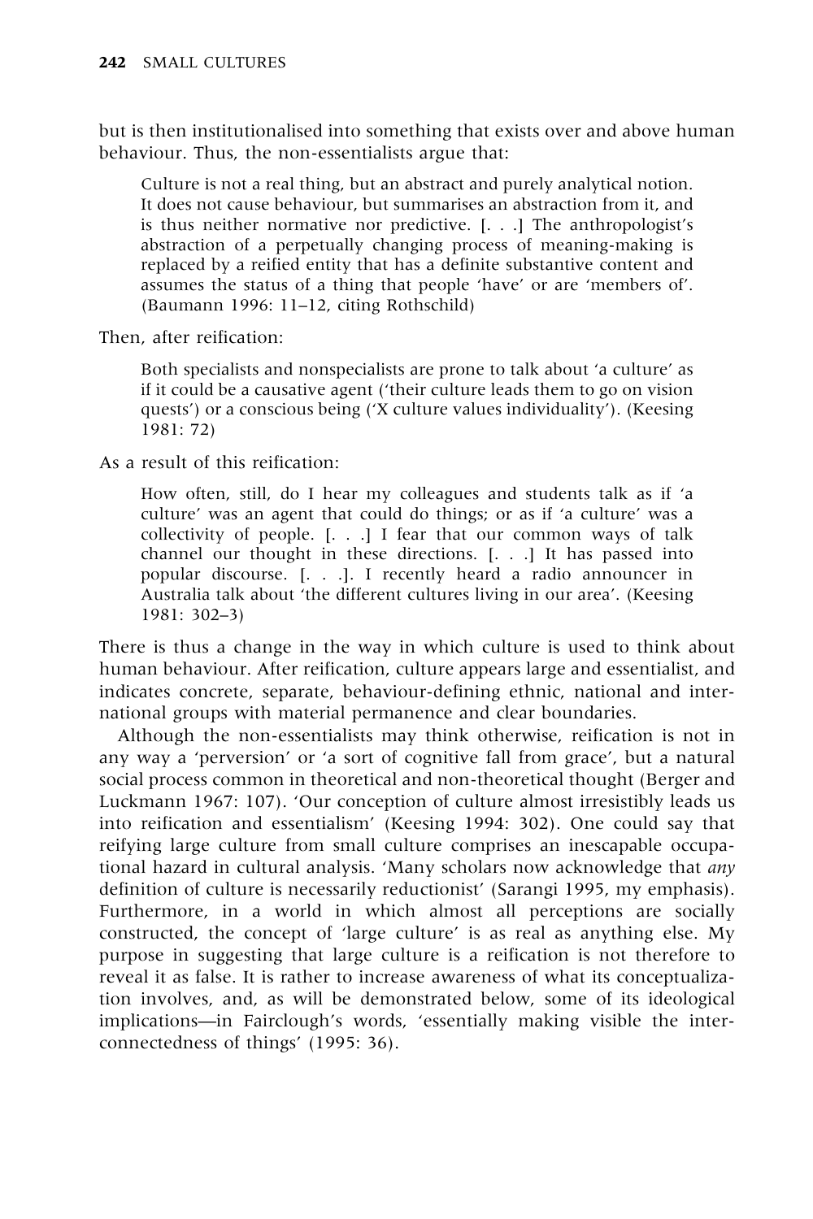but is then institutionalised into something that exists over and above human behaviour. Thus, the non-essentialists argue that:

> Culture is not a real thing, but an abstract and purely analytical notion. It does not cause behaviour, but summarises an abstraction from it, and is thus neither normative nor predictive. [. . .] The anthropologist's abstraction of a perpetually changing process of meaning-making is replaced by a reified entity that has a definite substantive content and assumes the status of a thing that people 'have' or are 'members of'. (Baumann 1996: 11–12, citing Rothschild)

Then, after reification:

> Both specialists and nonspecialists are prone to talk about 'a culture' as if it could be a causative agent ('their culture leads them to go on vision quests') or a conscious being ('X culture values individuality'). (Keesing 1981: 72)

As a result of this reification:

> How often, still, do I hear my colleagues and students talk as if 'a culture' was an agent that could do things; or as if 'a culture' was a collectivity of people. [. . .] I fear that our common ways of talk channel our thought in these directions. [. . .] It has passed into popular discourse. [. . .]. I recently heard a radio announcer in Australia talk about 'the different cultures living in our area'. (Keesing 1981: 302–3)

There is thus a change in the way in which culture is used to think about human behaviour. After reification, culture appears large and essentialist, and indicates concrete, separate, behaviour-defining ethnic, national and international groups with material permanence and clear boundaries.

Although the non-essentialists may think otherwise, reification is not in any way a 'perversion' or 'a sort of cognitive fall from grace', but a natural social process common in theoretical and non-theoretical thought (Berger and Luckmann 1967: 107). 'Our conception of culture almost irresistibly leads us into reification and essentialism' (Keesing 1994: 302). One could say that reifying large culture from small culture comprises an inescapable occupational hazard in cultural analysis. 'Many scholars now acknowledge that *any* definition of culture is necessarily reductionist' (Sarangi 1995, my emphasis). Furthermore, in a world in which almost all perceptions are socially constructed, the concept of 'large culture' is as real as anything else. My purpose in suggesting that large culture is a reification is not therefore to reveal it as false. It is rather to increase awareness of what its conceptualization involves, and, as will be demonstrated below, some of its ideological implications—in Fairclough's words, 'essentially making visible the interconnectedness of things' (1995: 36).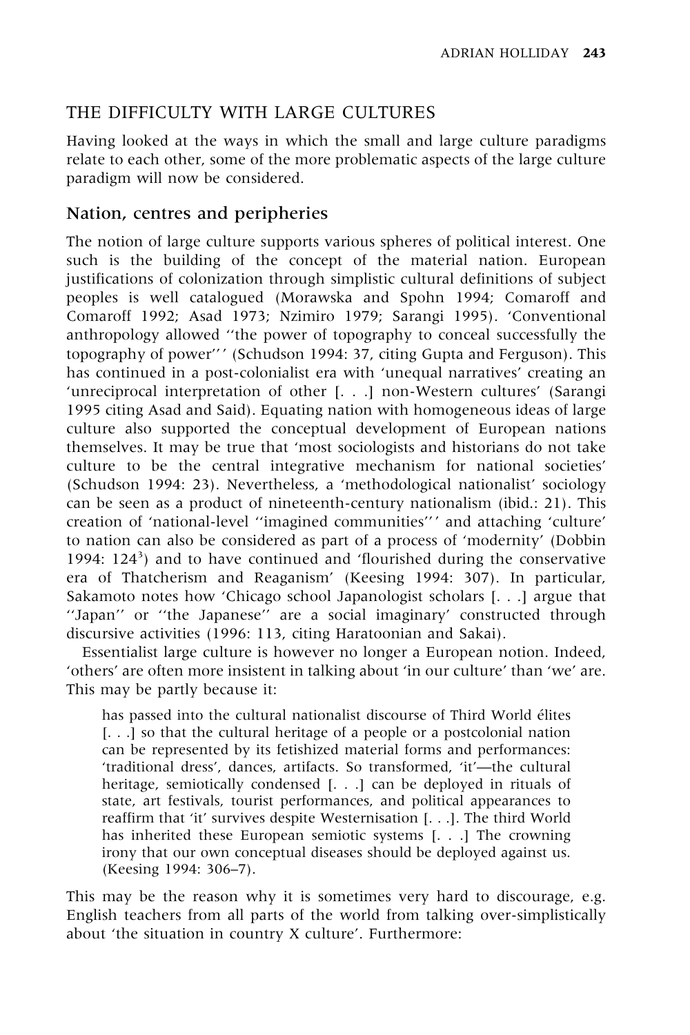## THE DIFFICULTY WITH LARGE CULTURES

Having looked at the ways in which the small and large culture paradigms relate to each other, some of the more problematic aspects of the large culture paradigm will now be considered.

### Nation, centres and peripheries

The notion of large culture supports various spheres of political interest. One such is the building of the concept of the material nation. European justifications of colonization through simplistic cultural definitions of subject peoples is well catalogued (Morawska and Spohn 1994; Comaroff and Comaroff 1992; Asad 1973; Nzimiro 1979; Sarangi 1995). 'Conventional anthropology allowed ''the power of topography to conceal successfully the topography of power''' (Schudson 1994: 37, citing Gupta and Ferguson). This has continued in a post-colonialist era with 'unequal narratives' creating an 'unreciprocal interpretation of other [. . .] non-Western cultures' (Sarangi 1995 citing Asad and Said). Equating nation with homogeneous ideas of large culture also supported the conceptual development of European nations themselves. It may be true that 'most sociologists and historians do not take culture to be the central integrative mechanism for national societies' (Schudson 1994: 23). Nevertheless, a 'methodological nationalist' sociology can be seen as a product of nineteenth-century nationalism (ibid.: 21). This creation of 'national-level ''imagined communities''' and attaching 'culture' to nation can also be considered as part of a process of 'modernity' (Dobbin 1994: 124[3]) and to have continued and 'flourished during the conservative era of Thatcherism and Reaganism' (Keesing 1994: 307). In particular, Sakamoto notes how 'Chicago school Japanologist scholars [. . .] argue that ''Japan'' or ''the Japanese'' are a social imaginary' constructed through discursive activities (1996: 113, citing Haratoonian and Sakai).

Essentialist large culture is however no longer a European notion. Indeed, 'others' are often more insistent in talking about 'in our culture' than 'we' are. This may be partly because it:

> has passed into the cultural nationalist discourse of Third World élites [. . .] so that the cultural heritage of a people or a postcolonial nation can be represented by its fetishized material forms and performances: 'traditional dress', dances, artifacts. So transformed, 'it'—the cultural heritage, semiotically condensed [. . .] can be deployed in rituals of state, art festivals, tourist performances, and political appearances to reaffirm that 'it' survives despite Westernisation [. . .]. The third World has inherited these European semiotic systems [. . .] The crowning irony that our own conceptual diseases should be deployed against us. (Keesing 1994: 306–7).

This may be the reason why it is sometimes very hard to discourage, e.g. English teachers from all parts of the world from talking over-simplistically about 'the situation in country X culture'. Furthermore: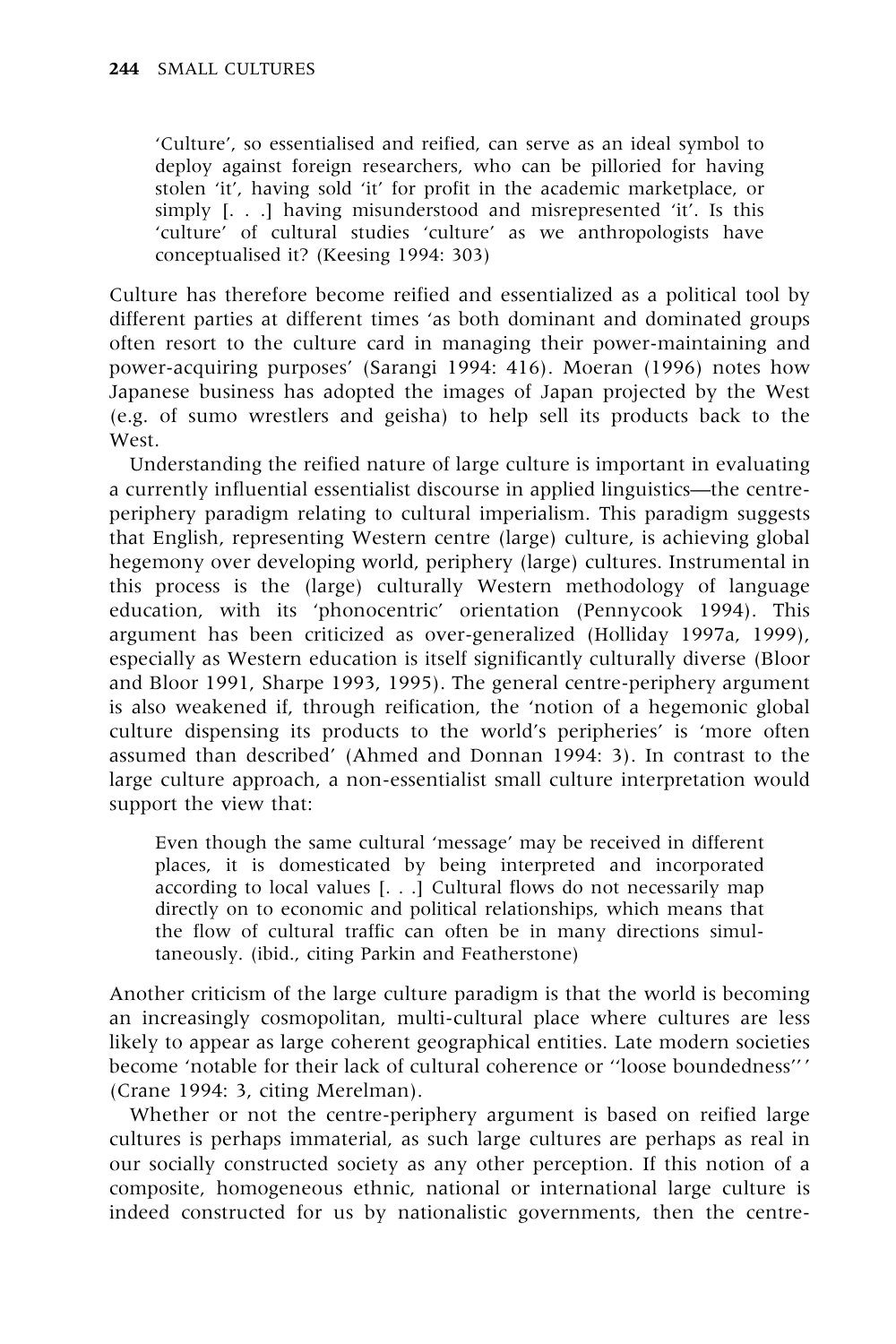> 'Culture', so essentialised and reified, can serve as an ideal symbol to deploy against foreign researchers, who can be pilloried for having stolen 'it', having sold 'it' for profit in the academic marketplace, or simply [. . .] having misunderstood and misrepresented 'it'. Is this 'culture' of cultural studies 'culture' as we anthropologists have conceptualised it? (Keesing 1994: 303)

Culture has therefore become reified and essentialized as a political tool by different parties at different times 'as both dominant and dominated groups often resort to the culture card in managing their power-maintaining and power-acquiring purposes' (Sarangi 1994: 416). Moeran (1996) notes how Japanese business has adopted the images of Japan projected by the West (e.g. of sumo wrestlers and geisha) to help sell its products back to the West.

Understanding the reified nature of large culture is important in evaluating a currently influential essentialist discourse in applied linguistics—the centre-periphery paradigm relating to cultural imperialism. This paradigm suggests that English, representing Western centre (large) culture, is achieving global hegemony over developing world, periphery (large) cultures. Instrumental in this process is the (large) culturally Western methodology of language education, with its 'phonocentric' orientation (Pennycook 1994). This argument has been criticized as over-generalized (Holliday 1997a, 1999), especially as Western education is itself significantly culturally diverse (Bloor and Bloor 1991, Sharpe 1993, 1995). The general centre-periphery argument is also weakened if, through reification, the 'notion of a hegemonic global culture dispensing its products to the world's peripheries' is 'more often assumed than described' (Ahmed and Donnan 1994: 3). In contrast to the large culture approach, a non-essentialist small culture interpretation would support the view that:

> Even though the same cultural 'message' may be received in different places, it is domesticated by being interpreted and incorporated according to local values [. . .] Cultural flows do not necessarily map directly on to economic and political relationships, which means that the flow of cultural traffic can often be in many directions simultaneously. (ibid., citing Parkin and Featherstone)

Another criticism of the large culture paradigm is that the world is becoming an increasingly cosmopolitan, multi-cultural place where cultures are less likely to appear as large coherent geographical entities. Late modern societies become 'notable for their lack of cultural coherence or "loose boundedness"' (Crane 1994: 3, citing Merelman).

Whether or not the centre-periphery argument is based on reified large cultures is perhaps immaterial, as such large cultures are perhaps as real in our socially constructed society as any other perception. If this notion of a composite, homogeneous ethnic, national or international large culture is indeed constructed for us by nationalistic governments, then the centre-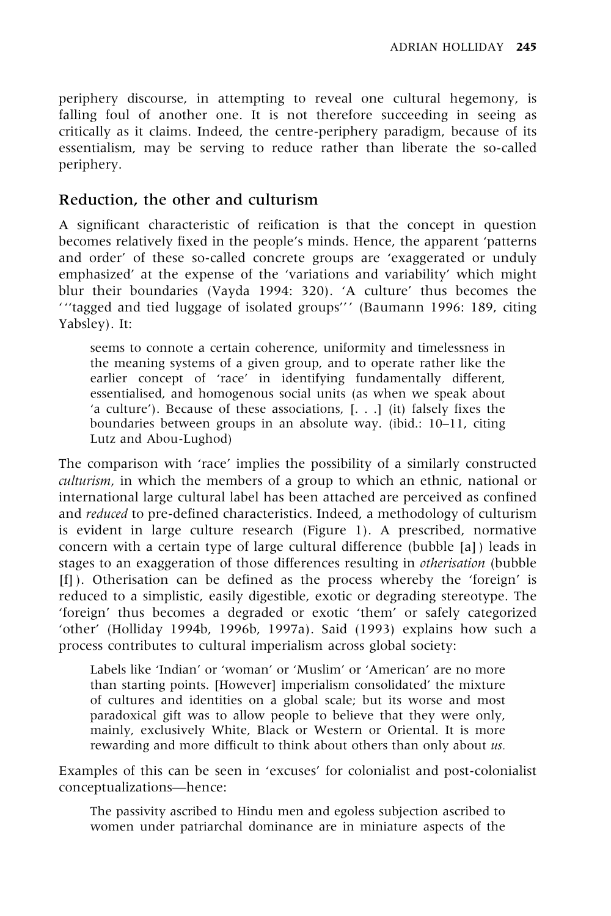periphery discourse, in attempting to reveal one cultural hegemony, is falling foul of another one. It is not therefore succeeding in seeing as critically as it claims. Indeed, the centre-periphery paradigm, because of its essentialism, may be serving to reduce rather than liberate the so-called periphery.

## Reduction, the other and culturism

A significant characteristic of reification is that the concept in question becomes relatively fixed in the people's minds. Hence, the apparent 'patterns and order' of these so-called concrete groups are 'exaggerated or unduly emphasized' at the expense of the 'variations and variability' which might blur their boundaries (Vayda 1994: 320). 'A culture' thus becomes the '"tagged and tied luggage of isolated groups"' (Baumann 1996: 189, citing Yabsley). It:

> seems to connote a certain coherence, uniformity and timelessness in the meaning systems of a given group, and to operate rather like the earlier concept of 'race' in identifying fundamentally different, essentialised, and homogenous social units (as when we speak about 'a culture'). Because of these associations, [. . .] (it) falsely fixes the boundaries between groups in an absolute way. (ibid.: 10–11, citing Lutz and Abou-Lughod)

The comparison with 'race' implies the possibility of a similarly constructed *culturism*, in which the members of a group to which an ethnic, national or international large cultural label has been attached are perceived as confined and *reduced* to pre-defined characteristics. Indeed, a methodology of culturism is evident in large culture research (Figure 1). A prescribed, normative concern with a certain type of large cultural difference (bubble [a]) leads in stages to an exaggeration of those differences resulting in *otherisation* (bubble [f]). Otherisation can be defined as the process whereby the 'foreign' is reduced to a simplistic, easily digestible, exotic or degrading stereotype. The 'foreign' thus becomes a degraded or exotic 'them' or safely categorized 'other' (Holliday 1994b, 1996b, 1997a). Said (1993) explains how such a process contributes to cultural imperialism across global society:

> Labels like 'Indian' or 'woman' or 'Muslim' or 'American' are no more than starting points. [However] imperialism consolidated' the mixture of cultures and identities on a global scale; but its worse and most paradoxical gift was to allow people to believe that they were only, mainly, exclusively White, Black or Western or Oriental. It is more rewarding and more difficult to think about others than only about *us.*

Examples of this can be seen in 'excuses' for colonialist and post-colonialist conceptualizations—hence:

> The passivity ascribed to Hindu men and egoless subjection ascribed to women under patriarchal dominance are in miniature aspects of the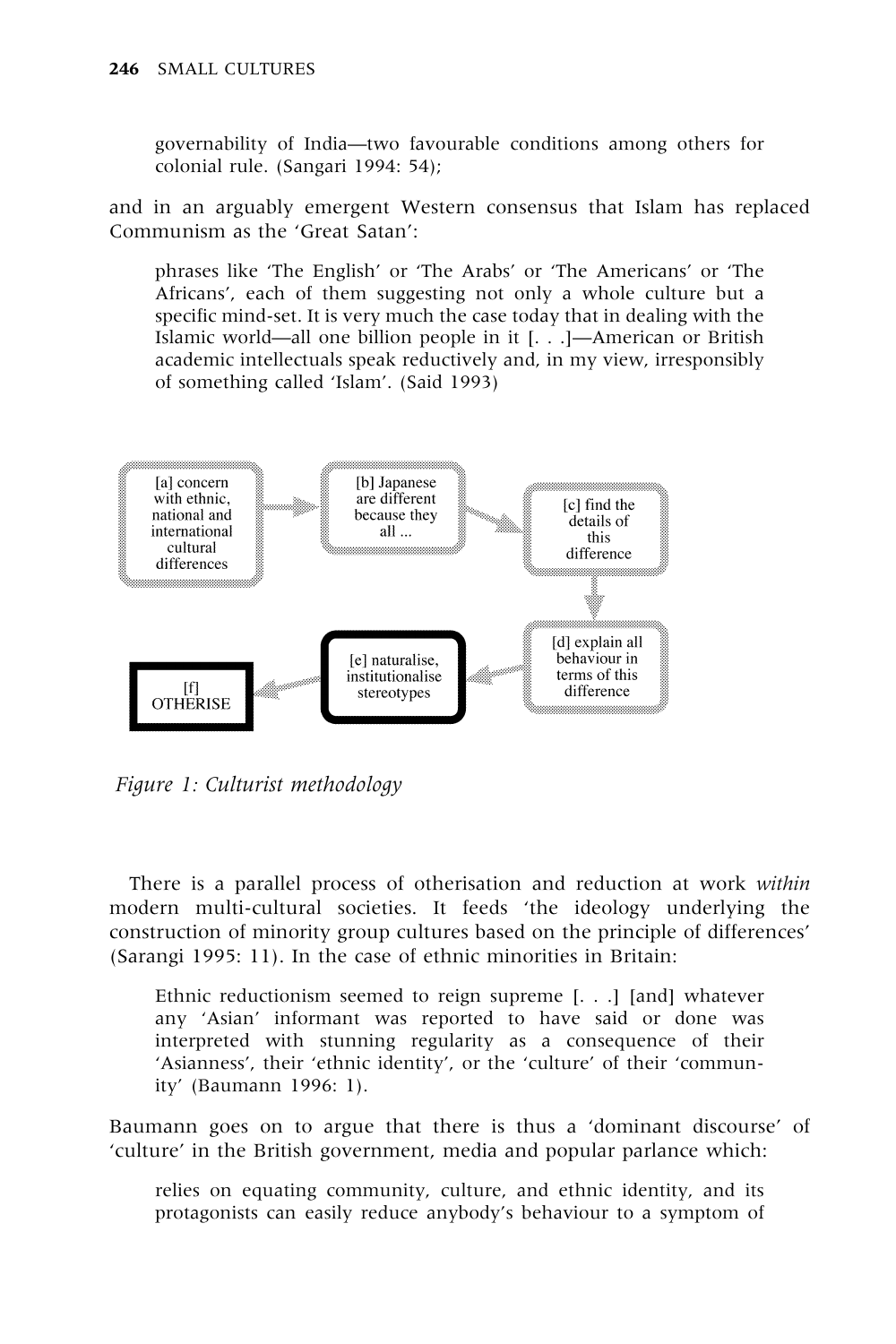governability of India—two favourable conditions among others for colonial rule. (Sangari 1994: 54);

and in an arguably emergent Western consensus that Islam has replaced Communism as the 'Great Satan':

> phrases like 'The English' or 'The Arabs' or 'The Americans' or 'The Africans', each of them suggesting not only a whole culture but a specific mind-set. It is very much the case today that in dealing with the Islamic world—all one billion people in it [. . .]—American or British academic intellectuals speak reductively and, in my view, irresponsibly of something called 'Islam'. (Said 1993)

[a] concern with ethnic, national and international cultural differences → [b] Japanese are different because they all ... → [c] find the details of this difference → [d] explain all behaviour in terms of this difference → [e] naturalise, institutionalise stereotypes → [f] OTHERISE

*Figure 1: Culturist methodology*

There is a parallel process of otherisation and reduction at work *within* modern multi-cultural societies. It feeds 'the ideology underlying the construction of minority group cultures based on the principle of differences' (Sarangi 1995: 11). In the case of ethnic minorities in Britain:

> Ethnic reductionism seemed to reign supreme [. . .] [and] whatever any 'Asian' informant was reported to have said or done was interpreted with stunning regularity as a consequence of their 'Asianness', their 'ethnic identity', or the 'culture' of their 'community' (Baumann 1996: 1).

Baumann goes on to argue that there is thus a 'dominant discourse' of 'culture' in the British government, media and popular parlance which:

> relies on equating community, culture, and ethnic identity, and its protagonists can easily reduce anybody's behaviour to a symptom of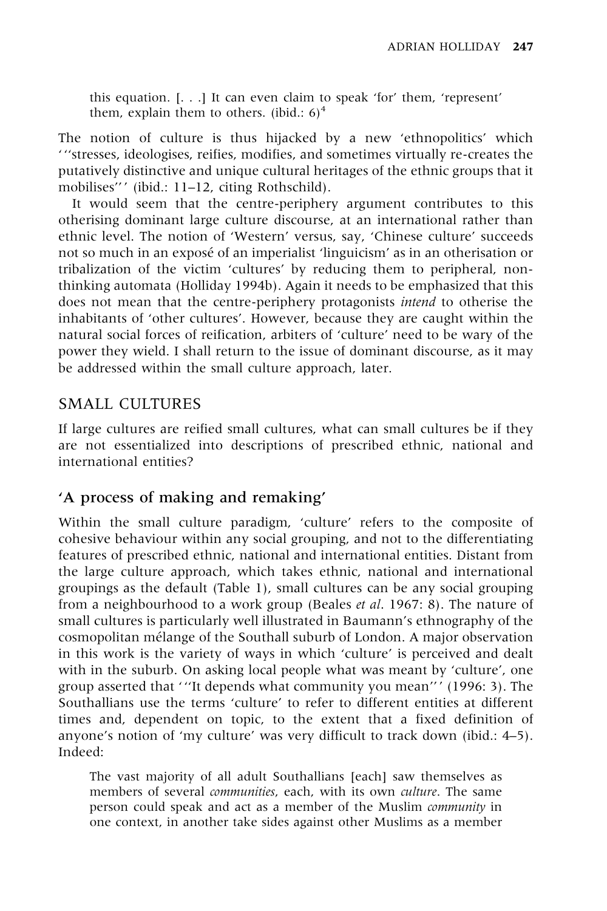this equation. [. . .] It can even claim to speak 'for' them, 'represent' them, explain them to others. (ibid.: 6)[4]

The notion of culture is thus hijacked by a new 'ethnopolitics' which '"stresses, ideologises, reifies, modifies, and sometimes virtually re-creates the putatively distinctive and unique cultural heritages of the ethnic groups that it mobilises"' (ibid.: 11–12, citing Rothschild).

It would seem that the centre-periphery argument contributes to this otherising dominant large culture discourse, at an international rather than ethnic level. The notion of 'Western' versus, say, 'Chinese culture' succeeds not so much in an exposé of an imperialist 'linguicism' as in an otherisation or tribalization of the victim 'cultures' by reducing them to peripheral, non-thinking automata (Holliday 1994b). Again it needs to be emphasized that this does not mean that the centre-periphery protagonists *intend* to otherise the inhabitants of 'other cultures'. However, because they are caught within the natural social forces of reification, arbiters of 'culture' need to be wary of the power they wield. I shall return to the issue of dominant discourse, as it may be addressed within the small culture approach, later.

## SMALL CULTURES

If large cultures are reified small cultures, what can small cultures be if they are not essentialized into descriptions of prescribed ethnic, national and international entities?

### 'A process of making and remaking'

Within the small culture paradigm, 'culture' refers to the composite of cohesive behaviour within any social grouping, and not to the differentiating features of prescribed ethnic, national and international entities. Distant from the large culture approach, which takes ethnic, national and international groupings as the default (Table 1), small cultures can be any social grouping from a neighbourhood to a work group (Beales *et al.* 1967: 8). The nature of small cultures is particularly well illustrated in Baumann's ethnography of the cosmopolitan mélange of the Southall suburb of London. A major observation in this work is the variety of ways in which 'culture' is perceived and dealt with in the suburb. On asking local people what was meant by 'culture', one group asserted that '"It depends what community you mean"' (1996: 3). The Southallians use the terms 'culture' to refer to different entities at different times and, dependent on topic, to the extent that a fixed definition of anyone's notion of 'my culture' was very difficult to track down (ibid.: 4–5). Indeed:

> The vast majority of all adult Southallians [each] saw themselves as members of several *communities*, each, with its own *culture*. The same person could speak and act as a member of the Muslim *community* in one context, in another take sides against other Muslims as a member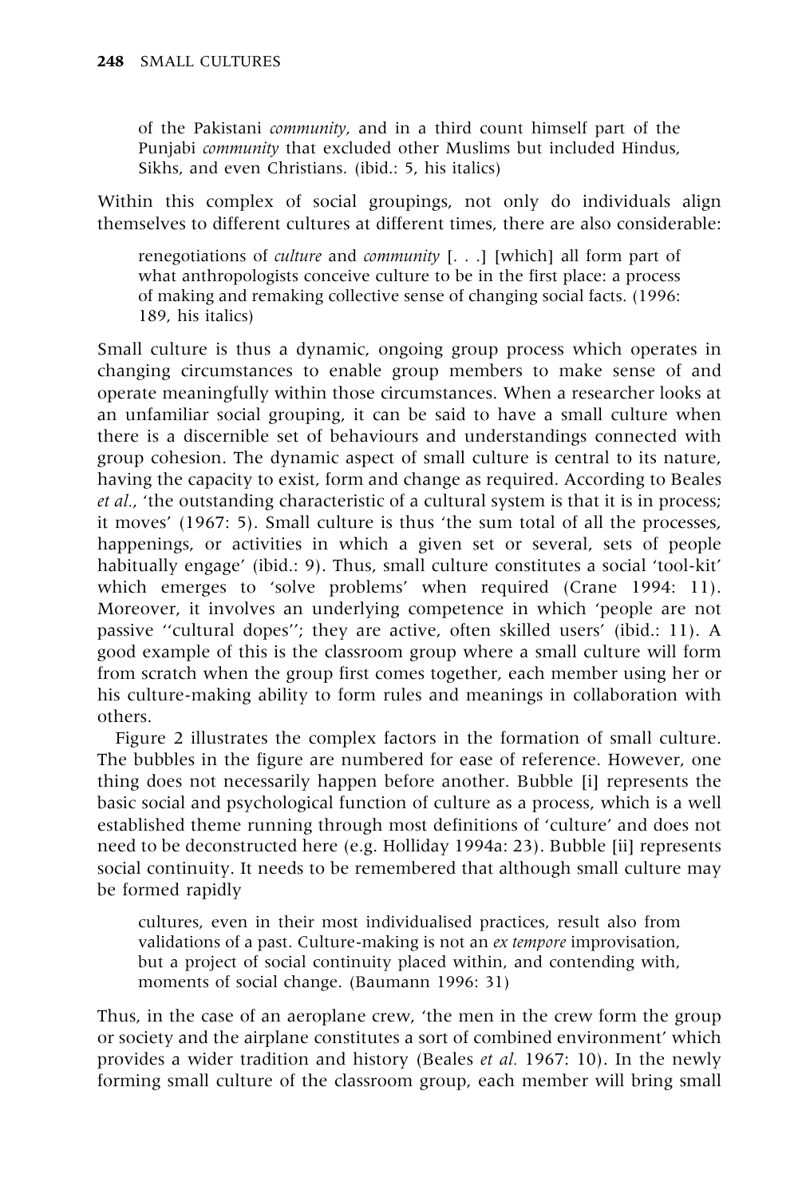of the Pakistani *community*, and in a third count himself part of the Punjabi *community* that excluded other Muslims but included Hindus, Sikhs, and even Christians. (ibid.: 5, his italics)

Within this complex of social groupings, not only do individuals align themselves to different cultures at different times, there are also considerable:

> renegotiations of *culture* and *community* [. . .] [which] all form part of what anthropologists conceive culture to be in the first place: a process of making and remaking collective sense of changing social facts. (1996: 189, his italics)

Small culture is thus a dynamic, ongoing group process which operates in changing circumstances to enable group members to make sense of and operate meaningfully within those circumstances. When a researcher looks at an unfamiliar social grouping, it can be said to have a small culture when there is a discernible set of behaviours and understandings connected with group cohesion. The dynamic aspect of small culture is central to its nature, having the capacity to exist, form and change as required. According to Beales *et al.*, 'the outstanding characteristic of a cultural system is that it is in process; it moves' (1967: 5). Small culture is thus 'the sum total of all the processes, happenings, or activities in which a given set or several, sets of people habitually engage' (ibid.: 9). Thus, small culture constitutes a social 'tool-kit' which emerges to 'solve problems' when required (Crane 1994: 11). Moreover, it involves an underlying competence in which 'people are not passive ''cultural dopes''; they are active, often skilled users' (ibid.: 11). A good example of this is the classroom group where a small culture will form from scratch when the group first comes together, each member using her or his culture-making ability to form rules and meanings in collaboration with others.

Figure 2 illustrates the complex factors in the formation of small culture. The bubbles in the figure are numbered for ease of reference. However, one thing does not necessarily happen before another. Bubble [i] represents the basic social and psychological function of culture as a process, which is a well established theme running through most definitions of 'culture' and does not need to be deconstructed here (e.g. Holliday 1994a: 23). Bubble [ii] represents social continuity. It needs to be remembered that although small culture may be formed rapidly

> cultures, even in their most individualised practices, result also from validations of a past. Culture-making is not an *ex tempore* improvisation, but a project of social continuity placed within, and contending with, moments of social change. (Baumann 1996: 31)

Thus, in the case of an aeroplane crew, 'the men in the crew form the group or society and the airplane constitutes a sort of combined environment' which provides a wider tradition and history (Beales *et al.* 1967: 10). In the newly forming small culture of the classroom group, each member will bring small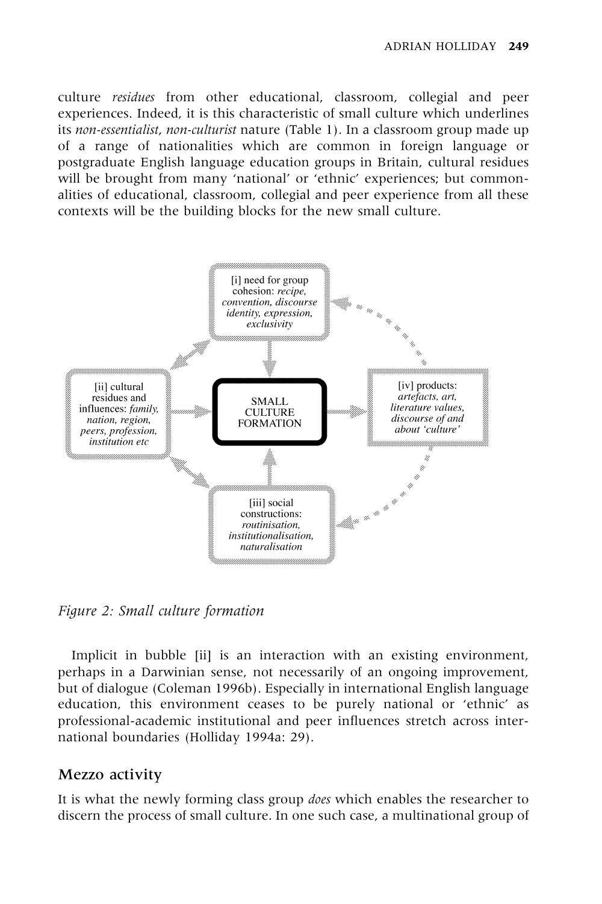culture *residues* from other educational, classroom, collegial and peer experiences. Indeed, it is this characteristic of small culture which underlines its *non-essentialist*, *non-culturist* nature (Table 1). In a classroom group made up of a range of nationalities which are common in foreign language or postgraduate English language education groups in Britain, cultural residues will be brought from many 'national' or 'ethnic' experiences; but commonalities of educational, classroom, collegial and peer experience from all these contexts will be the building blocks for the new small culture.

[i] need for group cohesion: *recipe, convention, discourse identity, expression, exclusivity*

[ii] cultural residues and influences: *family, nation, region, peers, profession, institution etc*

SMALL CULTURE FORMATION

[iv] products: *artefacts, art, literature values, discourse of and about 'culture'*

[iii] social constructions: *routinisation, institutionalisation, naturalisation*

*Figure 2: Small culture formation*

Implicit in bubble [ii] is an interaction with an existing environment, perhaps in a Darwinian sense, not necessarily of an ongoing improvement, but of dialogue (Coleman 1996b). Especially in international English language education, this environment ceases to be purely national or 'ethnic' as professional-academic institutional and peer influences stretch across international boundaries (Holliday 1994a: 29).

## Mezzo activity

It is what the newly forming class group *does* which enables the researcher to discern the process of small culture. In one such case, a multinational group of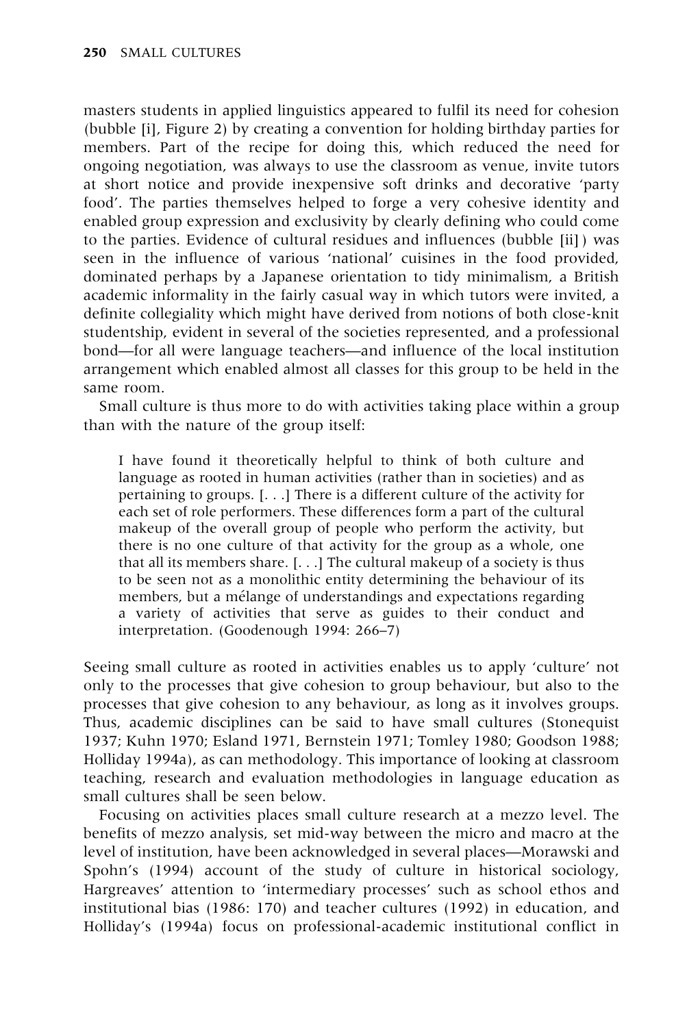masters students in applied linguistics appeared to fulfil its need for cohesion (bubble [i], Figure 2) by creating a convention for holding birthday parties for members. Part of the recipe for doing this, which reduced the need for ongoing negotiation, was always to use the classroom as venue, invite tutors at short notice and provide inexpensive soft drinks and decorative 'party food'. The parties themselves helped to forge a very cohesive identity and enabled group expression and exclusivity by clearly defining who could come to the parties. Evidence of cultural residues and influences (bubble [ii]) was seen in the influence of various 'national' cuisines in the food provided, dominated perhaps by a Japanese orientation to tidy minimalism, a British academic informality in the fairly casual way in which tutors were invited, a definite collegiality which might have derived from notions of both close-knit studentship, evident in several of the societies represented, and a professional bond—for all were language teachers—and influence of the local institution arrangement which enabled almost all classes for this group to be held in the same room.

Small culture is thus more to do with activities taking place within a group than with the nature of the group itself:

> I have found it theoretically helpful to think of both culture and language as rooted in human activities (rather than in societies) and as pertaining to groups. [. . .] There is a different culture of the activity for each set of role performers. These differences form a part of the cultural makeup of the overall group of people who perform the activity, but there is no one culture of that activity for the group as a whole, one that all its members share. [. . .] The cultural makeup of a society is thus to be seen not as a monolithic entity determining the behaviour of its members, but a mélange of understandings and expectations regarding a variety of activities that serve as guides to their conduct and interpretation. (Goodenough 1994: 266–7)

Seeing small culture as rooted in activities enables us to apply 'culture' not only to the processes that give cohesion to group behaviour, but also to the processes that give cohesion to any behaviour, as long as it involves groups. Thus, academic disciplines can be said to have small cultures (Stonequist 1937; Kuhn 1970; Esland 1971, Bernstein 1971; Tomley 1980; Goodson 1988; Holliday 1994a), as can methodology. This importance of looking at classroom teaching, research and evaluation methodologies in language education as small cultures shall be seen below.

Focusing on activities places small culture research at a mezzo level. The benefits of mezzo analysis, set mid-way between the micro and macro at the level of institution, have been acknowledged in several places—Morawski and Spohn's (1994) account of the study of culture in historical sociology, Hargreaves' attention to 'intermediary processes' such as school ethos and institutional bias (1986: 170) and teacher cultures (1992) in education, and Holliday's (1994a) focus on professional-academic institutional conflict in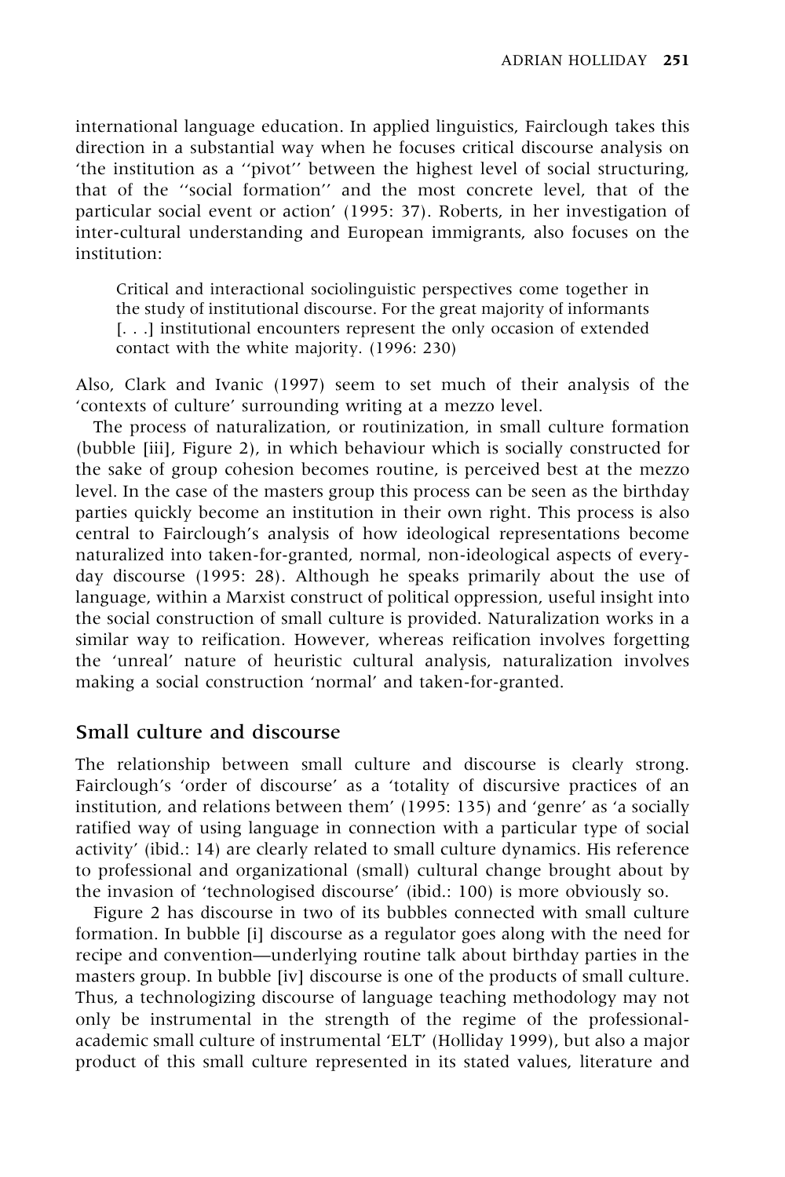international language education. In applied linguistics, Fairclough takes this direction in a substantial way when he focuses critical discourse analysis on 'the institution as a ''pivot'' between the highest level of social structuring, that of the ''social formation'' and the most concrete level, that of the particular social event or action' (1995: 37). Roberts, in her investigation of inter-cultural understanding and European immigrants, also focuses on the institution:

> Critical and interactional sociolinguistic perspectives come together in the study of institutional discourse. For the great majority of informants [. . .] institutional encounters represent the only occasion of extended contact with the white majority. (1996: 230)

Also, Clark and Ivanic (1997) seem to set much of their analysis of the 'contexts of culture' surrounding writing at a mezzo level.

The process of naturalization, or routinization, in small culture formation (bubble [iii], Figure 2), in which behaviour which is socially constructed for the sake of group cohesion becomes routine, is perceived best at the mezzo level. In the case of the masters group this process can be seen as the birthday parties quickly become an institution in their own right. This process is also central to Fairclough's analysis of how ideological representations become naturalized into taken-for-granted, normal, non-ideological aspects of everyday discourse (1995: 28). Although he speaks primarily about the use of language, within a Marxist construct of political oppression, useful insight into the social construction of small culture is provided. Naturalization works in a similar way to reification. However, whereas reification involves forgetting the 'unreal' nature of heuristic cultural analysis, naturalization involves making a social construction 'normal' and taken-for-granted.

## Small culture and discourse

The relationship between small culture and discourse is clearly strong. Fairclough's 'order of discourse' as a 'totality of discursive practices of an institution, and relations between them' (1995: 135) and 'genre' as 'a socially ratified way of using language in connection with a particular type of social activity' (ibid.: 14) are clearly related to small culture dynamics. His reference to professional and organizational (small) cultural change brought about by the invasion of 'technologised discourse' (ibid.: 100) is more obviously so.

Figure 2 has discourse in two of its bubbles connected with small culture formation. In bubble [i] discourse as a regulator goes along with the need for recipe and convention—underlying routine talk about birthday parties in the masters group. In bubble [iv] discourse is one of the products of small culture. Thus, a technologizing discourse of language teaching methodology may not only be instrumental in the strength of the regime of the professional-academic small culture of instrumental 'ELT' (Holliday 1999), but also a major product of this small culture represented in its stated values, literature and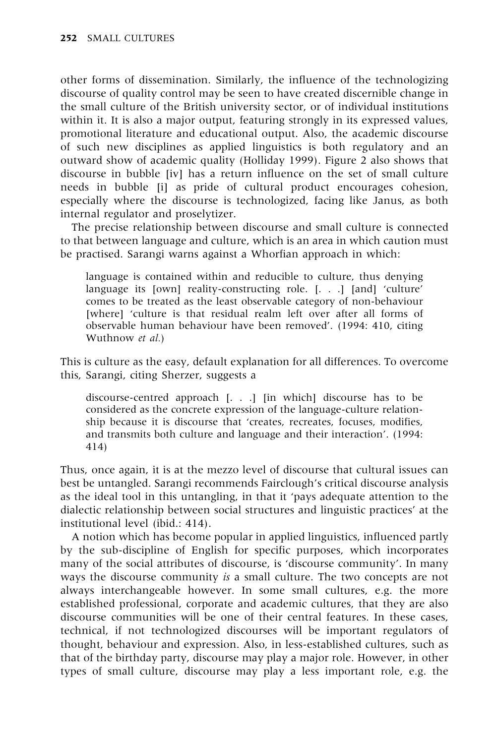other forms of dissemination. Similarly, the influence of the technologizing discourse of quality control may be seen to have created discernible change in the small culture of the British university sector, or of individual institutions within it. It is also a major output, featuring strongly in its expressed values, promotional literature and educational output. Also, the academic discourse of such new disciplines as applied linguistics is both regulatory and an outward show of academic quality (Holliday 1999). Figure 2 also shows that discourse in bubble [iv] has a return influence on the set of small culture needs in bubble [i] as pride of cultural product encourages cohesion, especially where the discourse is technologized, facing like Janus, as both internal regulator and proselytizer.

The precise relationship between discourse and small culture is connected to that between language and culture, which is an area in which caution must be practised. Sarangi warns against a Whorfian approach in which:

> language is contained within and reducible to culture, thus denying language its [own] reality-constructing role. [. . .] [and] 'culture' comes to be treated as the least observable category of non-behaviour [where] 'culture is that residual realm left over after all forms of observable human behaviour have been removed'. (1994: 410, citing Wuthnow *et al.*)

This is culture as the easy, default explanation for all differences. To overcome this, Sarangi, citing Sherzer, suggests a

> discourse-centred approach [. . .] [in which] discourse has to be considered as the concrete expression of the language-culture relationship because it is discourse that 'creates, recreates, focuses, modifies, and transmits both culture and language and their interaction'. (1994: 414)

Thus, once again, it is at the mezzo level of discourse that cultural issues can best be untangled. Sarangi recommends Fairclough's critical discourse analysis as the ideal tool in this untangling, in that it 'pays adequate attention to the dialectic relationship between social structures and linguistic practices' at the institutional level (ibid.: 414).

A notion which has become popular in applied linguistics, influenced partly by the sub-discipline of English for specific purposes, which incorporates many of the social attributes of discourse, is 'discourse community'. In many ways the discourse community *is* a small culture. The two concepts are not always interchangeable however. In some small cultures, e.g. the more established professional, corporate and academic cultures, that they are also discourse communities will be one of their central features. In these cases, technical, if not technologized discourses will be important regulators of thought, behaviour and expression. Also, in less-established cultures, such as that of the birthday party, discourse may play a major role. However, in other types of small culture, discourse may play a less important role, e.g. the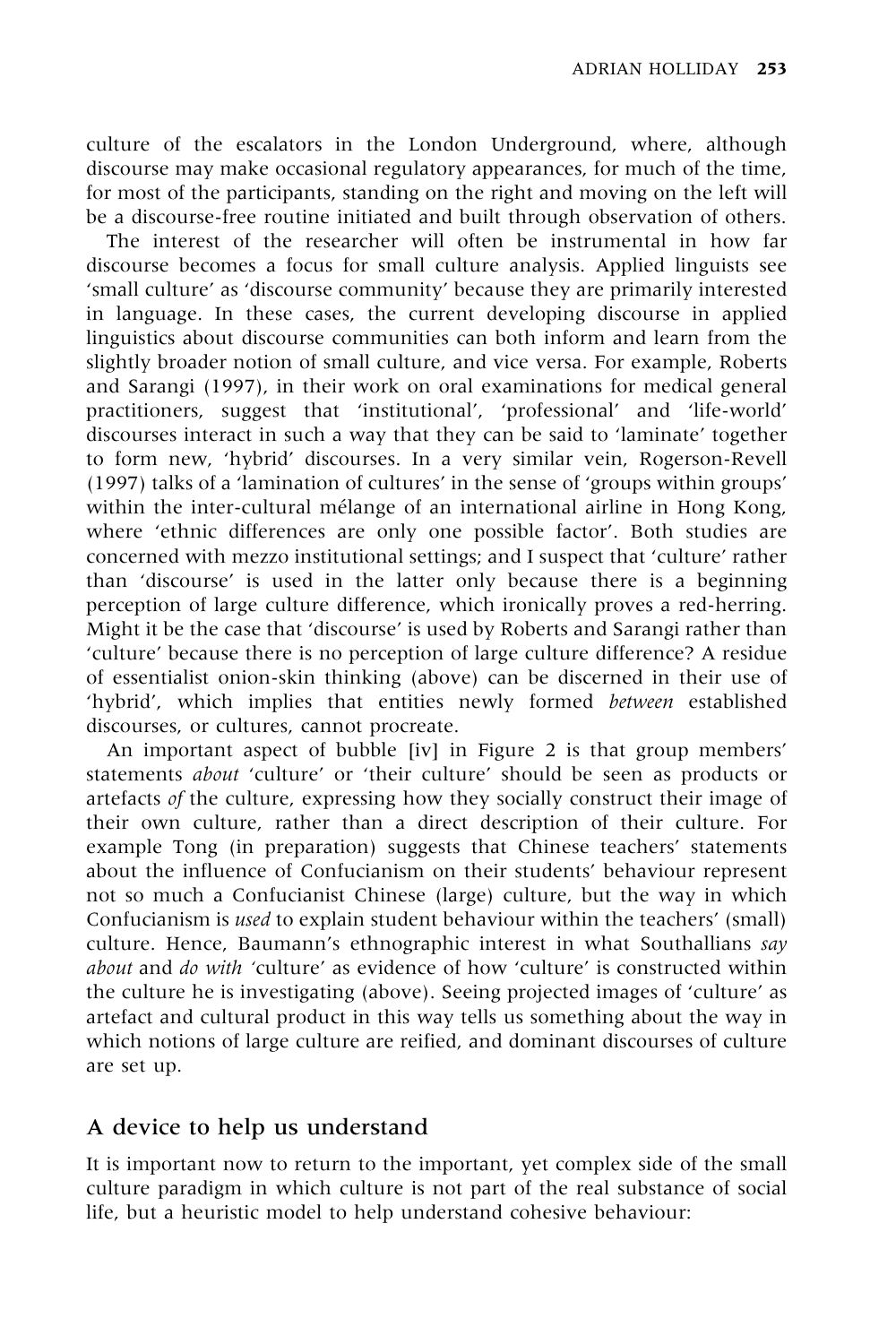culture of the escalators in the London Underground, where, although discourse may make occasional regulatory appearances, for much of the time, for most of the participants, standing on the right and moving on the left will be a discourse-free routine initiated and built through observation of others.

The interest of the researcher will often be instrumental in how far discourse becomes a focus for small culture analysis. Applied linguists see 'small culture' as 'discourse community' because they are primarily interested in language. In these cases, the current developing discourse in applied linguistics about discourse communities can both inform and learn from the slightly broader notion of small culture, and vice versa. For example, Roberts and Sarangi (1997), in their work on oral examinations for medical general practitioners, suggest that 'institutional', 'professional' and 'life-world' discourses interact in such a way that they can be said to 'laminate' together to form new, 'hybrid' discourses. In a very similar vein, Rogerson-Revell (1997) talks of a 'lamination of cultures' in the sense of 'groups within groups' within the inter-cultural mélange of an international airline in Hong Kong, where 'ethnic differences are only one possible factor'. Both studies are concerned with mezzo institutional settings; and I suspect that 'culture' rather than 'discourse' is used in the latter only because there is a beginning perception of large culture difference, which ironically proves a red-herring. Might it be the case that 'discourse' is used by Roberts and Sarangi rather than 'culture' because there is no perception of large culture difference? A residue of essentialist onion-skin thinking (above) can be discerned in their use of 'hybrid', which implies that entities newly formed *between* established discourses, or cultures, cannot procreate.

An important aspect of bubble [iv] in Figure 2 is that group members' statements *about* 'culture' or 'their culture' should be seen as products or artefacts *of* the culture, expressing how they socially construct their image of their own culture, rather than a direct description of their culture. For example Tong (in preparation) suggests that Chinese teachers' statements about the influence of Confucianism on their students' behaviour represent not so much a Confucianist Chinese (large) culture, but the way in which Confucianism is *used* to explain student behaviour within the teachers' (small) culture. Hence, Baumann's ethnographic interest in what Southallians *say about* and *do with* 'culture' as evidence of how 'culture' is constructed within the culture he is investigating (above). Seeing projected images of 'culture' as artefact and cultural product in this way tells us something about the way in which notions of large culture are reified, and dominant discourses of culture are set up.

## A device to help us understand

It is important now to return to the important, yet complex side of the small culture paradigm in which culture is not part of the real substance of social life, but a heuristic model to help understand cohesive behaviour: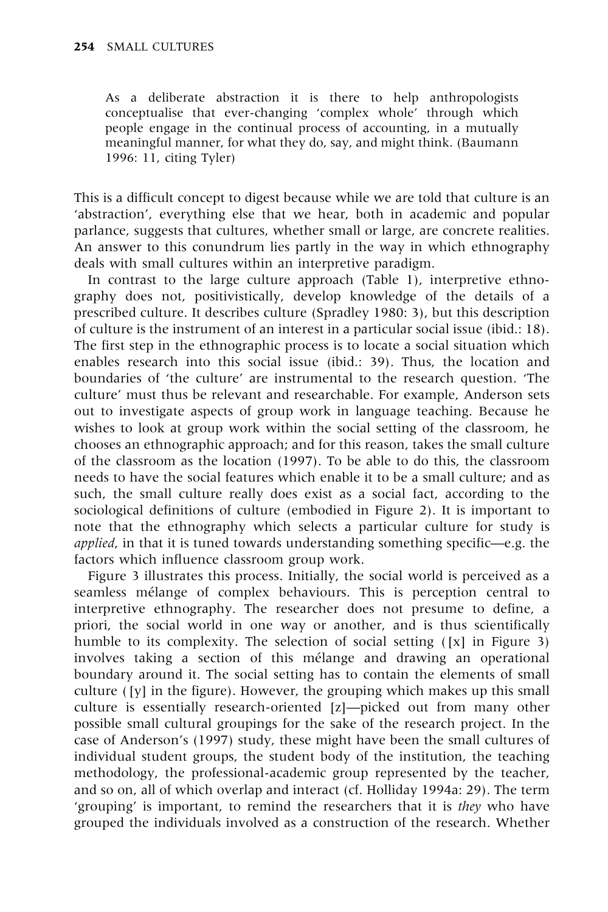> As a deliberate abstraction it is there to help anthropologists conceptualise that ever-changing 'complex whole' through which people engage in the continual process of accounting, in a mutually meaningful manner, for what they do, say, and might think. (Baumann 1996: 11, citing Tyler)

This is a difficult concept to digest because while we are told that culture is an 'abstraction', everything else that we hear, both in academic and popular parlance, suggests that cultures, whether small or large, are concrete realities. An answer to this conundrum lies partly in the way in which ethnography deals with small cultures within an interpretive paradigm.

In contrast to the large culture approach (Table 1), interpretive ethnography does not, positivistically, develop knowledge of the details of a prescribed culture. It describes culture (Spradley 1980: 3), but this description of culture is the instrument of an interest in a particular social issue (ibid.: 18). The first step in the ethnographic process is to locate a social situation which enables research into this social issue (ibid.: 39). Thus, the location and boundaries of 'the culture' are instrumental to the research question. 'The culture' must thus be relevant and researchable. For example, Anderson sets out to investigate aspects of group work in language teaching. Because he wishes to look at group work within the social setting of the classroom, he chooses an ethnographic approach; and for this reason, takes the small culture of the classroom as the location (1997). To be able to do this, the classroom needs to have the social features which enable it to be a small culture; and as such, the small culture really does exist as a social fact, according to the sociological definitions of culture (embodied in Figure 2). It is important to note that the ethnography which selects a particular culture for study is *applied*, in that it is tuned towards understanding something specific—e.g. the factors which influence classroom group work.

Figure 3 illustrates this process. Initially, the social world is perceived as a seamless mélange of complex behaviours. This is perception central to interpretive ethnography. The researcher does not presume to define, a priori, the social world in one way or another, and is thus scientifically humble to its complexity. The selection of social setting ([x] in Figure 3) involves taking a section of this mélange and drawing an operational boundary around it. The social setting has to contain the elements of small culture ([y] in the figure). However, the grouping which makes up this small culture is essentially research-oriented [z]—picked out from many other possible small cultural groupings for the sake of the research project. In the case of Anderson's (1997) study, these might have been the small cultures of individual student groups, the student body of the institution, the teaching methodology, the professional-academic group represented by the teacher, and so on, all of which overlap and interact (cf. Holliday 1994a: 29). The term 'grouping' is important, to remind the researchers that it is *they* who have grouped the individuals involved as a construction of the research. Whether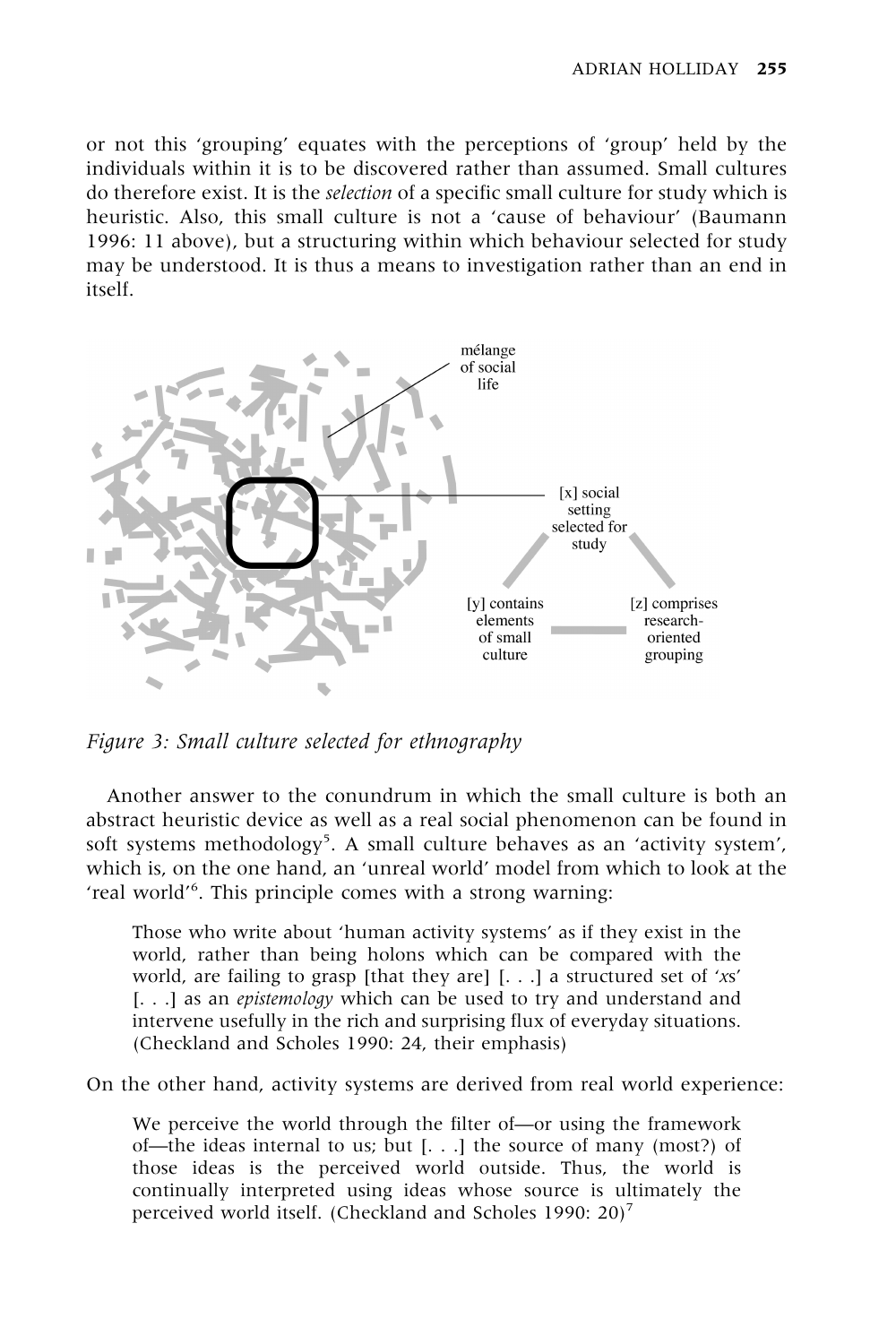or not this 'grouping' equates with the perceptions of 'group' held by the individuals within it is to be discovered rather than assumed. Small cultures do therefore exist. It is the *selection* of a specific small culture for study which is heuristic. Also, this small culture is not a 'cause of behaviour' (Baumann 1996: 11 above), but a structuring within which behaviour selected for study may be understood. It is thus a means to investigation rather than an end in itself.

mélange of social life

[x] social setting selected for study

[y] contains elements of small culture

[z] comprises research-oriented grouping

*Figure 3: Small culture selected for ethnography*

Another answer to the conundrum in which the small culture is both an abstract heuristic device as well as a real social phenomenon can be found in soft systems methodology[5]. A small culture behaves as an 'activity system', which is, on the one hand, an 'unreal world' model from which to look at the 'real world'[6]. This principle comes with a strong warning:

> Those who write about 'human activity systems' as if they exist in the world, rather than being holons which can be compared with the world, are failing to grasp [that they are] [. . .] a structured set of '*x*s' [. . .] as an *epistemology* which can be used to try and understand and intervene usefully in the rich and surprising flux of everyday situations. (Checkland and Scholes 1990: 24, their emphasis)

On the other hand, activity systems are derived from real world experience:

> We perceive the world through the filter of—or using the framework of—the ideas internal to us; but [. . .] the source of many (most?) of those ideas is the perceived world outside. Thus, the world is continually interpreted using ideas whose source is ultimately the perceived world itself. (Checkland and Scholes 1990: 20)[7]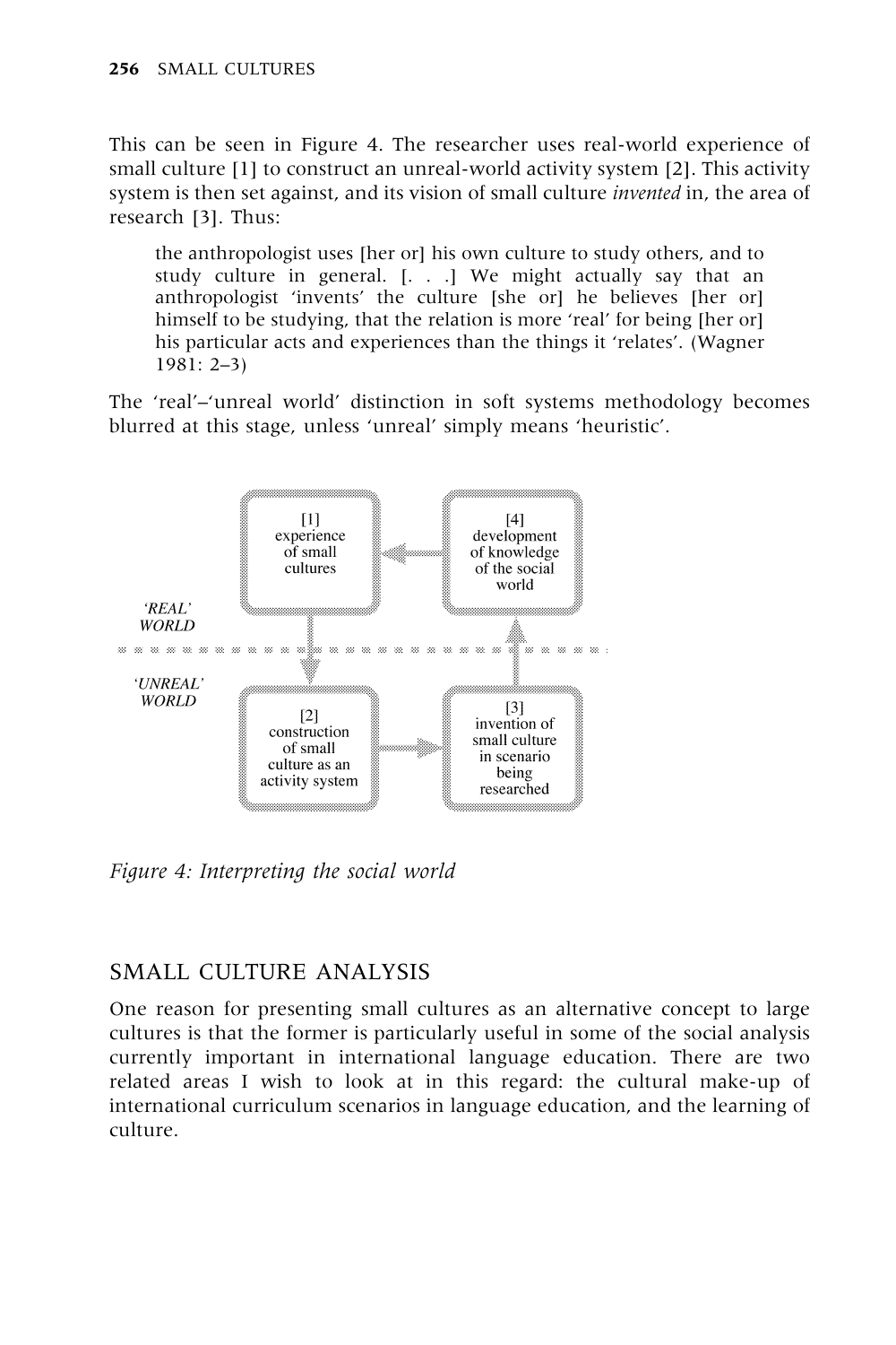This can be seen in Figure 4. The researcher uses real-world experience of small culture [1] to construct an unreal-world activity system [2]. This activity system is then set against, and its vision of small culture *invented* in, the area of research [3]. Thus:

> the anthropologist uses [her or] his own culture to study others, and to study culture in general. [. . .] We might actually say that an anthropologist 'invents' the culture [she or] he believes [her or] himself to be studying, that the relation is more 'real' for being [her or] his particular acts and experiences than the things it 'relates'. (Wagner 1981: 2–3)

The 'real'–'unreal world' distinction in soft systems methodology becomes blurred at this stage, unless 'unreal' simply means 'heuristic'.

*'REAL' WORLD*

[1] experience of small cultures

[4] development of knowledge of the social world

*'UNREAL' WORLD*

[2] construction of small culture as an activity system

[3] invention of small culture in scenario being researched

*Figure 4: Interpreting the social world*

## SMALL CULTURE ANALYSIS

One reason for presenting small cultures as an alternative concept to large cultures is that the former is particularly useful in some of the social analysis currently important in international language education. There are two related areas I wish to look at in this regard: the cultural make-up of international curriculum scenarios in language education, and the learning of culture.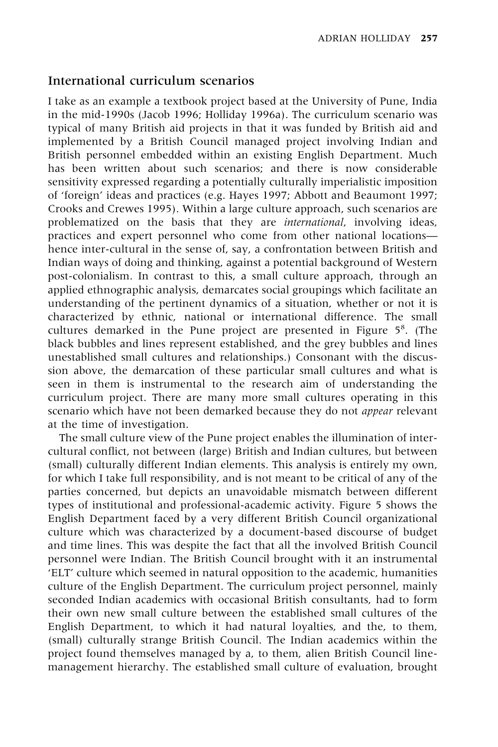## International curriculum scenarios

I take as an example a textbook project based at the University of Pune, India in the mid-1990s (Jacob 1996; Holliday 1996a). The curriculum scenario was typical of many British aid projects in that it was funded by British aid and implemented by a British Council managed project involving Indian and British personnel embedded within an existing English Department. Much has been written about such scenarios; and there is now considerable sensitivity expressed regarding a potentially culturally imperialistic imposition of 'foreign' ideas and practices (e.g. Hayes 1997; Abbott and Beaumont 1997; Crooks and Crewes 1995). Within a large culture approach, such scenarios are problematized on the basis that they are *international*, involving ideas, practices and expert personnel who come from other national locations—hence inter-cultural in the sense of, say, a confrontation between British and Indian ways of doing and thinking, against a potential background of Western post-colonialism. In contrast to this, a small culture approach, through an applied ethnographic analysis, demarcates social groupings which facilitate an understanding of the pertinent dynamics of a situation, whether or not it is characterized by ethnic, national or international difference. The small cultures demarked in the Pune project are presented in Figure 5[8]. (The black bubbles and lines represent established, and the grey bubbles and lines unestablished small cultures and relationships.) Consonant with the discussion above, the demarcation of these particular small cultures and what is seen in them is instrumental to the research aim of understanding the curriculum project. There are many more small cultures operating in this scenario which have not been demarked because they do not *appear* relevant at the time of investigation.

The small culture view of the Pune project enables the illumination of inter-cultural conflict, not between (large) British and Indian cultures, but between (small) culturally different Indian elements. This analysis is entirely my own, for which I take full responsibility, and is not meant to be critical of any of the parties concerned, but depicts an unavoidable mismatch between different types of institutional and professional-academic activity. Figure 5 shows the English Department faced by a very different British Council organizational culture which was characterized by a document-based discourse of budget and time lines. This was despite the fact that all the involved British Council personnel were Indian. The British Council brought with it an instrumental 'ELT' culture which seemed in natural opposition to the academic, humanities culture of the English Department. The curriculum project personnel, mainly seconded Indian academics with occasional British consultants, had to form their own new small culture between the established small cultures of the English Department, to which it had natural loyalties, and the, to them, (small) culturally strange British Council. The Indian academics within the project found themselves managed by a, to them, alien British Council line-management hierarchy. The established small culture of evaluation, brought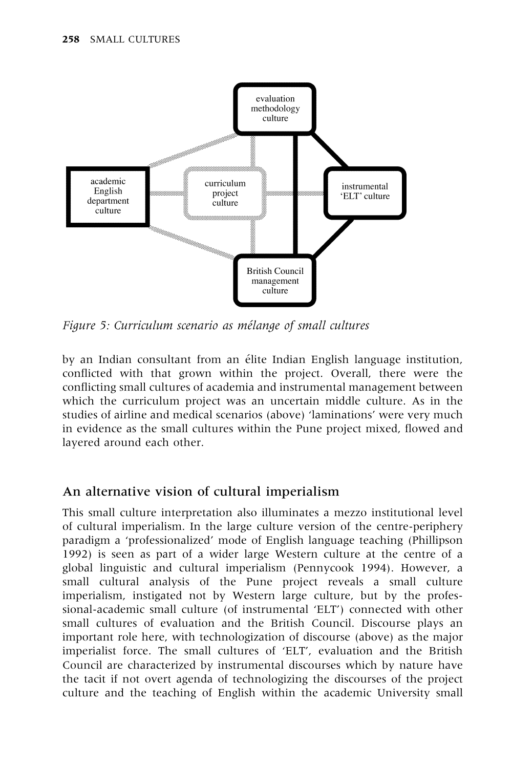*Figure 5: Curriculum scenario as mélange of small cultures*

by an Indian consultant from an élite Indian English language institution, conflicted with that grown within the project. Overall, there were the conflicting small cultures of academia and instrumental management between which the curriculum project was an uncertain middle culture. As in the studies of airline and medical scenarios (above) 'laminations' were very much in evidence as the small cultures within the Pune project mixed, flowed and layered around each other.

## An alternative vision of cultural imperialism

This small culture interpretation also illuminates a mezzo institutional level of cultural imperialism. In the large culture version of the centre-periphery paradigm a 'professionalized' mode of English language teaching (Phillipson 1992) is seen as part of a wider large Western culture at the centre of a global linguistic and cultural imperialism (Pennycook 1994). However, a small cultural analysis of the Pune project reveals a small culture imperialism, instigated not by Western large culture, but by the professional-academic small culture (of instrumental 'ELT') connected with other small cultures of evaluation and the British Council. Discourse plays an important role here, with technologization of discourse (above) as the major imperialist force. The small cultures of 'ELT', evaluation and the British Council are characterized by instrumental discourses which by nature have the tacit if not overt agenda of technologizing the discourses of the project culture and the teaching of English within the academic University small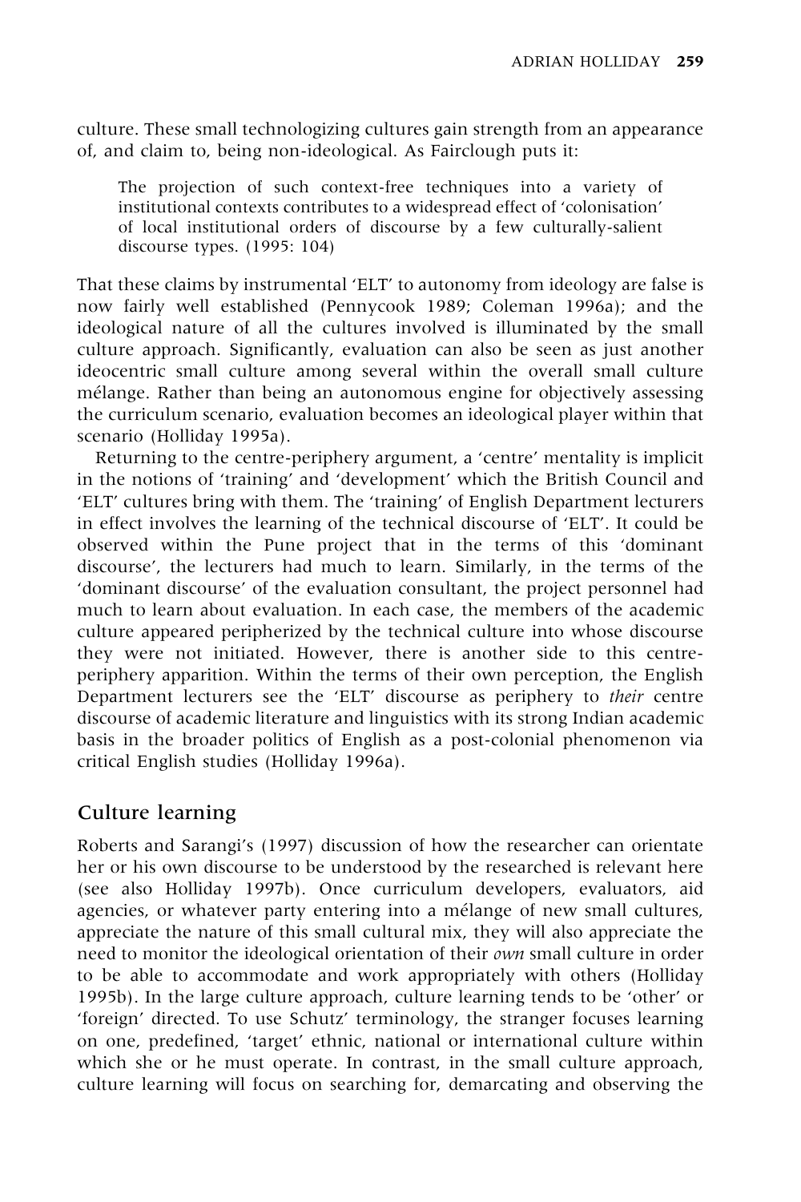culture. These small technologizing cultures gain strength from an appearance of, and claim to, being non-ideological. As Fairclough puts it:

> The projection of such context-free techniques into a variety of institutional contexts contributes to a widespread effect of 'colonisation' of local institutional orders of discourse by a few culturally-salient discourse types. (1995: 104)

That these claims by instrumental 'ELT' to autonomy from ideology are false is now fairly well established (Pennycook 1989; Coleman 1996a); and the ideological nature of all the cultures involved is illuminated by the small culture approach. Significantly, evaluation can also be seen as just another ideocentric small culture among several within the overall small culture mélange. Rather than being an autonomous engine for objectively assessing the curriculum scenario, evaluation becomes an ideological player within that scenario (Holliday 1995a).

Returning to the centre-periphery argument, a 'centre' mentality is implicit in the notions of 'training' and 'development' which the British Council and 'ELT' cultures bring with them. The 'training' of English Department lecturers in effect involves the learning of the technical discourse of 'ELT'. It could be observed within the Pune project that in the terms of this 'dominant discourse', the lecturers had much to learn. Similarly, in the terms of the 'dominant discourse' of the evaluation consultant, the project personnel had much to learn about evaluation. In each case, the members of the academic culture appeared peripherized by the technical culture into whose discourse they were not initiated. However, there is another side to this centre-periphery apparition. Within the terms of their own perception, the English Department lecturers see the 'ELT' discourse as periphery to *their* centre discourse of academic literature and linguistics with its strong Indian academic basis in the broader politics of English as a post-colonial phenomenon via critical English studies (Holliday 1996a).

## Culture learning

Roberts and Sarangi's (1997) discussion of how the researcher can orientate her or his own discourse to be understood by the researched is relevant here (see also Holliday 1997b). Once curriculum developers, evaluators, aid agencies, or whatever party entering into a mélange of new small cultures, appreciate the nature of this small cultural mix, they will also appreciate the need to monitor the ideological orientation of their *own* small culture in order to be able to accommodate and work appropriately with others (Holliday 1995b). In the large culture approach, culture learning tends to be 'other' or 'foreign' directed. To use Schutz' terminology, the stranger focuses learning on one, predefined, 'target' ethnic, national or international culture within which she or he must operate. In contrast, in the small culture approach, culture learning will focus on searching for, demarcating and observing the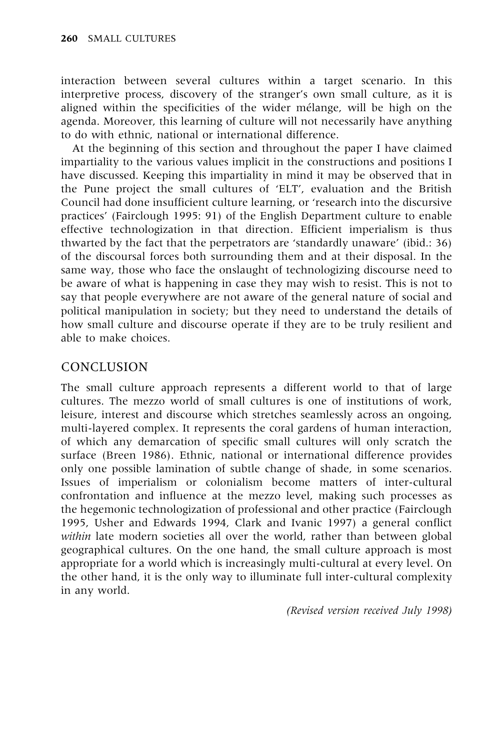interaction between several cultures within a target scenario. In this interpretive process, discovery of the stranger's own small culture, as it is aligned within the specificities of the wider mélange, will be high on the agenda. Moreover, this learning of culture will not necessarily have anything to do with ethnic, national or international difference.

At the beginning of this section and throughout the paper I have claimed impartiality to the various values implicit in the constructions and positions I have discussed. Keeping this impartiality in mind it may be observed that in the Pune project the small cultures of 'ELT', evaluation and the British Council had done insufficient culture learning, or 'research into the discursive practices' (Fairclough 1995: 91) of the English Department culture to enable effective technologization in that direction. Efficient imperialism is thus thwarted by the fact that the perpetrators are 'standardly unaware' (ibid.: 36) of the discoursal forces both surrounding them and at their disposal. In the same way, those who face the onslaught of technologizing discourse need to be aware of what is happening in case they may wish to resist. This is not to say that people everywhere are not aware of the general nature of social and political manipulation in society; but they need to understand the details of how small culture and discourse operate if they are to be truly resilient and able to make choices.

## CONCLUSION

The small culture approach represents a different world to that of large cultures. The mezzo world of small cultures is one of institutions of work, leisure, interest and discourse which stretches seamlessly across an ongoing, multi-layered complex. It represents the coral gardens of human interaction, of which any demarcation of specific small cultures will only scratch the surface (Breen 1986). Ethnic, national or international difference provides only one possible lamination of subtle change of shade, in some scenarios. Issues of imperialism or colonialism become matters of inter-cultural confrontation and influence at the mezzo level, making such processes as the hegemonic technologization of professional and other practice (Fairclough 1995, Usher and Edwards 1994, Clark and Ivanic 1997) a general conflict *within* late modern societies all over the world, rather than between global geographical cultures. On the one hand, the small culture approach is most appropriate for a world which is increasingly multi-cultural at every level. On the other hand, it is the only way to illuminate full inter-cultural complexity in any world.

*(Revised version received July 1998)*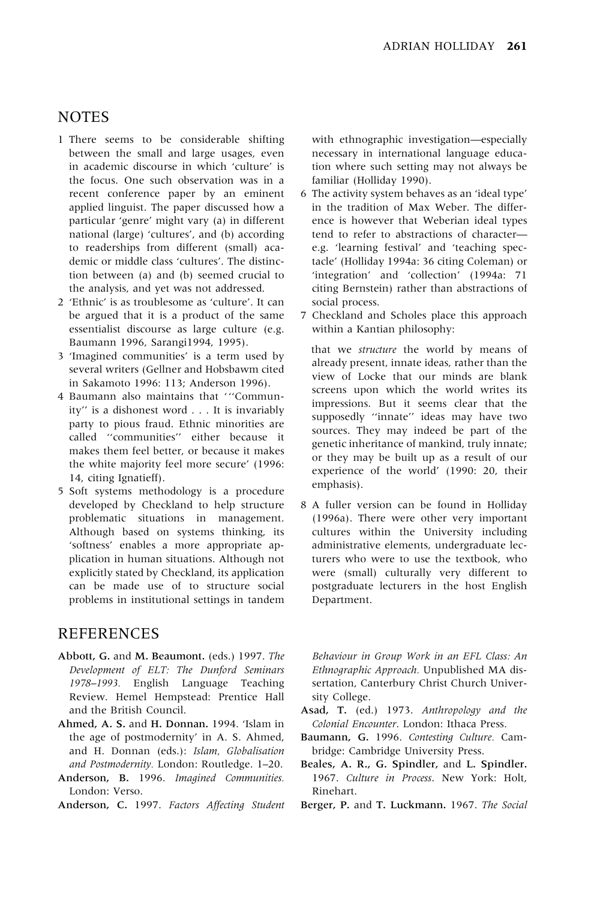## NOTES

1 There seems to be considerable shifting between the small and large usages, even in academic discourse in which 'culture' is the focus. One such observation was in a recent conference paper by an eminent applied linguist. The paper discussed how a particular 'genre' might vary (a) in different national (large) 'cultures', and (b) according to readerships from different (small) academic or middle class 'cultures'. The distinction between (a) and (b) seemed crucial to the analysis, and yet was not addressed.

2 'Ethnic' is as troublesome as 'culture'. It can be argued that it is a product of the same essentialist discourse as large culture (e.g. Baumann 1996, Sarangi1994, 1995).

3 'Imagined communities' is a term used by several writers (Gellner and Hobsbawm cited in Sakamoto 1996: 113; Anderson 1996).

4 Baumann also maintains that '"Community" is a dishonest word . . . It is invariably party to pious fraud. Ethnic minorities are called "communities" either because it makes them feel better, or because it makes the white majority feel more secure' (1996: 14, citing Ignatieff).

5 Soft systems methodology is a procedure developed by Checkland to help structure problematic situations in management. Although based on systems thinking, its 'softness' enables a more appropriate application in human situations. Although not explicitly stated by Checkland, its application can be made use of to structure social problems in institutional settings in tandem with ethnographic investigation—especially necessary in international language education where such setting may not always be familiar (Holliday 1990).

6 The activity system behaves as an 'ideal type' in the tradition of Max Weber. The difference is however that Weberian ideal types tend to refer to abstractions of character—e.g. 'learning festival' and 'teaching spectacle' (Holliday 1994a: 36 citing Coleman) or 'integration' and 'collection' (1994a: 71 citing Bernstein) rather than abstractions of social process.

7 Checkland and Scholes place this approach within a Kantian philosophy:

> that we *structure* the world by means of already present, innate ideas, rather than the view of Locke that our minds are blank screens upon which the world writes its impressions. But it seems clear that the supposedly "innate" ideas may have two sources. They may indeed be part of the genetic inheritance of mankind, truly innate; or they may be built up as a result of our experience of the world' (1990: 20, their emphasis).

8 A fuller version can be found in Holliday (1996a). There were other very important cultures within the University including administrative elements, undergraduate lecturers who were to use the textbook, who were (small) culturally very different to postgraduate lecturers in the host English Department.

## REFERENCES

**Abbott, G.** and **M. Beaumont.** (eds.) 1997. *The Development of ELT: The Dunford Seminars 1978–1993.* English Language Teaching Review. Hemel Hempstead: Prentice Hall and the British Council.

**Ahmed, A. S.** and **H. Donnan.** 1994. 'Islam in the age of postmodernity' in A. S. Ahmed, and H. Donnan (eds.): *Islam, Globalisation and Postmodernity.* London: Routledge. 1–20.

**Anderson, B.** 1996. *Imagined Communities.* London: Verso.

**Anderson, C.** 1997. *Factors Affecting Student Behaviour in Group Work in an EFL Class: An Ethnographic Approach.* Unpublished MA dissertation, Canterbury Christ Church University College.

**Asad, T.** (ed.) 1973. *Anthropology and the Colonial Encounter*. London: Ithaca Press.

**Baumann, G.** 1996. *Contesting Culture.* Cambridge: Cambridge University Press.

**Beales, A. R., G. Spindler,** and **L. Spindler.** 1967. *Culture in Process*. New York: Holt, Rinehart.

**Berger, P.** and **T. Luckmann.** 1967. *The Social*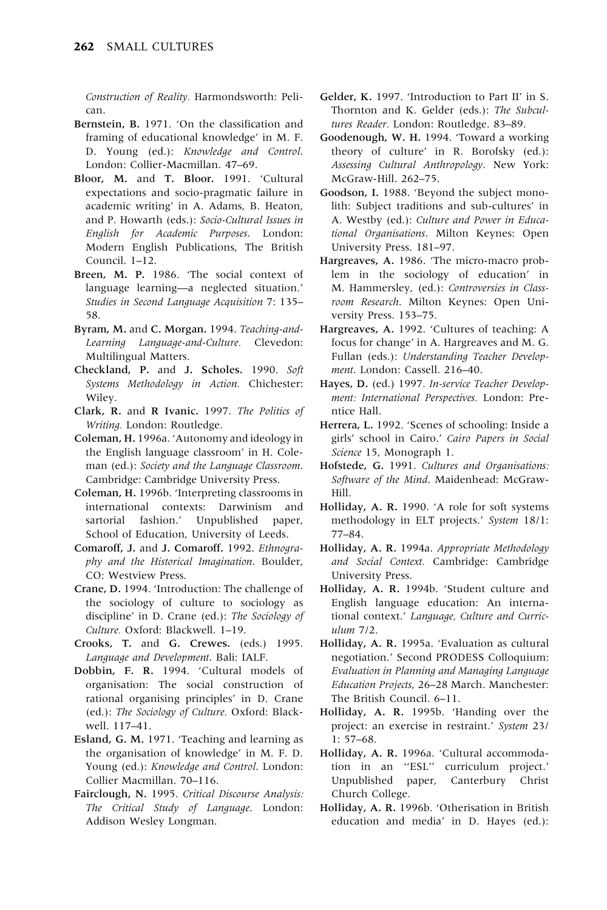*Construction of Reality*. Harmondsworth: Pelican.

**Bernstein, B.** 1971. 'On the classification and framing of educational knowledge' in M. F. D. Young (ed.): *Knowledge and Control*. London: Collier-Macmillan. 47–69.

**Bloor, M.** and **T. Bloor.** 1991. 'Cultural expectations and socio-pragmatic failure in academic writing' in A. Adams, B. Heaton, and P. Howarth (eds.): *Socio-Cultural Issues in English for Academic Purposes*. London: Modern English Publications, The British Council. 1–12.

**Breen, M. P.** 1986. 'The social context of language learning—a neglected situation.' *Studies in Second Language Acquisition* 7: 135–58.

**Byram, M.** and **C. Morgan.** 1994. *Teaching-and-Learning Language-and-Culture.* Clevedon: Multilingual Matters.

**Checkland, P.** and **J. Scholes.** 1990. *Soft Systems Methodology in Action.* Chichester: Wiley.

**Clark, R.** and **R Ivanic.** 1997. *The Politics of Writing.* London: Routledge.

**Coleman, H.** 1996a. 'Autonomy and ideology in the English language classroom' in H. Coleman (ed.): *Society and the Language Classroom*. Cambridge: Cambridge University Press.

**Coleman, H.** 1996b. 'Interpreting classrooms in international contexts: Darwinism and sartorial fashion.' Unpublished paper, School of Education, University of Leeds.

**Comaroff, J.** and **J. Comaroff.** 1992. *Ethnography and the Historical Imagination*. Boulder, CO: Westview Press.

**Crane, D.** 1994. 'Introduction: The challenge of the sociology of culture to sociology as discipline' in D. Crane (ed.): *The Sociology of Culture.* Oxford: Blackwell. 1–19.

**Crooks, T.** and **G. Crewes.** (eds.) 1995. *Language and Development*. Bali: IALF.

**Dobbin, F. R.** 1994. 'Cultural models of organisation: The social construction of rational organising principles' in D. Crane (ed.): *The Sociology of Culture.* Oxford: Blackwell. 117–41.

**Esland, G. M.** 1971. 'Teaching and learning as the organisation of knowledge' in M. F. D. Young (ed.): *Knowledge and Control*. London: Collier Macmillan. 70–116.

**Fairclough, N.** 1995. *Critical Discourse Analysis: The Critical Study of Language*. London: Addison Wesley Longman.

**Gelder, K.** 1997. 'Introduction to Part II' in S. Thornton and K. Gelder (eds.): *The Subcultures Reader.* London: Routledge. 83–89.

**Goodenough, W. H.** 1994. 'Toward a working theory of culture' in R. Borofsky (ed.): *Assessing Cultural Anthropology*. New York: McGraw-Hill. 262–75.

**Goodson, I.** 1988. 'Beyond the subject monolith: Subject traditions and sub-cultures' in A. Westby (ed.): *Culture and Power in Educational Organisations*. Milton Keynes: Open University Press. 181–97.

**Hargreaves, A.** 1986. 'The micro-macro problem in the sociology of education' in M. Hammersley, (ed.): *Controversies in Classroom Research*. Milton Keynes: Open University Press. 153–75.

**Hargreaves, A.** 1992. 'Cultures of teaching: A focus for change' in A. Hargreaves and M. G. Fullan (eds.): *Understanding Teacher Development*. London: Cassell. 216–40.

**Hayes, D.** (ed.) 1997. *In-service Teacher Development: International Perspectives.* London: Prentice Hall.

**Herrera, L.** 1992. 'Scenes of schooling: Inside a girls' school in Cairo.' *Cairo Papers in Social Science* 15, Monograph 1.

**Hofstede, G.** 1991. *Cultures and Organisations: Software of the Mind*. Maidenhead: McGraw-Hill.

**Holliday, A. R.** 1990. 'A role for soft systems methodology in ELT projects.' *System* 18/1: 77–84.

**Holliday, A. R.** 1994a. *Appropriate Methodology and Social Context.* Cambridge: Cambridge University Press.

**Holliday, A. R.** 1994b. 'Student culture and English language education: An international context.' *Language, Culture and Curriculum* 7/2.

**Holliday, A. R.** 1995a. 'Evaluation as cultural negotiation.' Second PRODESS Colloquium: *Evaluation in Planning and Managing Language Education Projects*, 26–28 March. Manchester: The British Council. 6–11.

**Holliday, A. R.** 1995b. 'Handing over the project: an exercise in restraint.' *System* 23/1: 57–68.

**Holliday, A. R.** 1996a. 'Cultural accommodation in an "ESL" curriculum project.' Unpublished paper, Canterbury Christ Church College.

**Holliday, A. R.** 1996b. 'Otherisation in British education and media' in D. Hayes (ed.):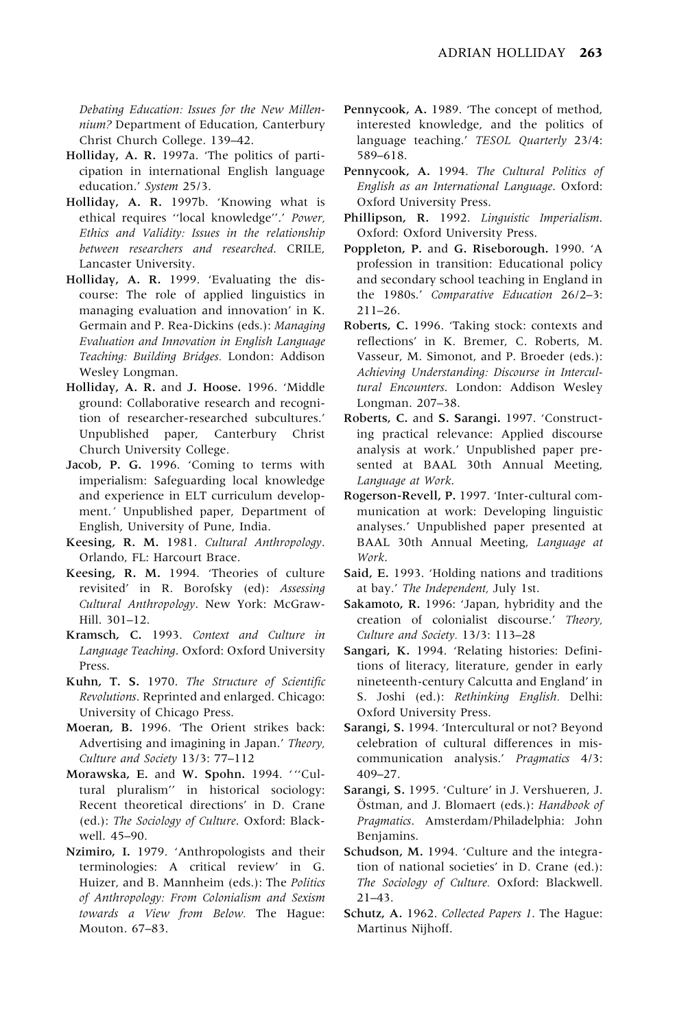*Debating Education: Issues for the New Millennium?* Department of Education, Canterbury Christ Church College. 139–42.

**Holliday, A. R.** 1997a. 'The politics of participation in international English language education.' *System* 25/3.

**Holliday, A. R.** 1997b. 'Knowing what is ethical requires "local knowledge".' *Power, Ethics and Validity: Issues in the relationship between researchers and researched*. CRILE, Lancaster University.

**Holliday, A. R.** 1999. 'Evaluating the discourse: The role of applied linguistics in managing evaluation and innovation' in K. Germain and P. Rea-Dickins (eds.): *Managing Evaluation and Innovation in English Language Teaching: Building Bridges*. London: Addison Wesley Longman.

**Holliday, A. R.** and **J. Hoose.** 1996. 'Middle ground: Collaborative research and recognition of researcher-researched subcultures.' Unpublished paper, Canterbury Christ Church University College.

**Jacob, P. G.** 1996. 'Coming to terms with imperialism: Safeguarding local knowledge and experience in ELT curriculum development.' Unpublished paper, Department of English, University of Pune, India.

**Keesing, R. M.** 1981. *Cultural Anthropology*. Orlando, FL: Harcourt Brace.

**Keesing, R. M.** 1994. 'Theories of culture revisited' in R. Borofsky (ed): *Assessing Cultural Anthropology*. New York: McGraw-Hill. 301–12.

**Kramsch, C.** 1993. *Context and Culture in Language Teaching*. Oxford: Oxford University Press.

**Kuhn, T. S.** 1970. *The Structure of Scientific Revolutions*. Reprinted and enlarged. Chicago: University of Chicago Press.

**Moeran, B.** 1996. 'The Orient strikes back: Advertising and imagining in Japan.' *Theory, Culture and Society* 13/3: 77–112

**Morawska, E.** and **W. Spohn.** 1994. '"Cultural pluralism" in historical sociology: Recent theoretical directions' in D. Crane (ed.): *The Sociology of Culture*. Oxford: Blackwell. 45–90.

**Nzimiro, I.** 1979. 'Anthropologists and their terminologies: A critical review' in G. Huizer, and B. Mannheim (eds.): The *Politics of Anthropology: From Colonialism and Sexism towards a View from Below.* The Hague: Mouton. 67–83.

**Pennycook, A.** 1989. 'The concept of method, interested knowledge, and the politics of language teaching.' *TESOL Quarterly* 23/4: 589–618.

**Pennycook, A.** 1994. *The Cultural Politics of English as an International Language*. Oxford: Oxford University Press.

**Phillipson, R.** 1992. *Linguistic Imperialism*. Oxford: Oxford University Press.

**Poppleton, P.** and **G. Riseborough.** 1990. 'A profession in transition: Educational policy and secondary school teaching in England in the 1980s.' *Comparative Education* 26/2–3: 211–26.

**Roberts, C.** 1996. 'Taking stock: contexts and reflections' in K. Bremer, C. Roberts, M. Vasseur, M. Simonot, and P. Broeder (eds.): *Achieving Understanding: Discourse in Intercultural Encounters*. London: Addison Wesley Longman. 207–38.

**Roberts, C.** and **S. Sarangi.** 1997. 'Constructing practical relevance: Applied discourse analysis at work.' Unpublished paper presented at BAAL 30th Annual Meeting, *Language at Work*.

**Rogerson-Revell, P.** 1997. 'Inter-cultural communication at work: Developing linguistic analyses.' Unpublished paper presented at BAAL 30th Annual Meeting, *Language at Work*.

**Said, E.** 1993. 'Holding nations and traditions at bay.' *The Independent,* July 1st.

**Sakamoto, R.** 1996: 'Japan, hybridity and the creation of colonialist discourse.' *Theory, Culture and Society.* 13/3: 113–28

**Sangari, K.** 1994. 'Relating histories: Definitions of literacy, literature, gender in early nineteenth-century Calcutta and England' in S. Joshi (ed.): *Rethinking English.* Delhi: Oxford University Press.

**Sarangi, S.** 1994. 'Intercultural or not? Beyond celebration of cultural differences in miscommunication analysis.' *Pragmatics* 4/3: 409–27.

**Sarangi, S.** 1995. 'Culture' in J. Vershueren, J. Östman, and J. Blomaert (eds.): *Handbook of Pragmatics*. Amsterdam/Philadelphia: John Benjamins.

**Schudson, M.** 1994. 'Culture and the integration of national societies' in D. Crane (ed.): *The Sociology of Culture.* Oxford: Blackwell. 21–43.

**Schutz, A.** 1962. *Collected Papers 1*. The Hague: Martinus Nijhoff.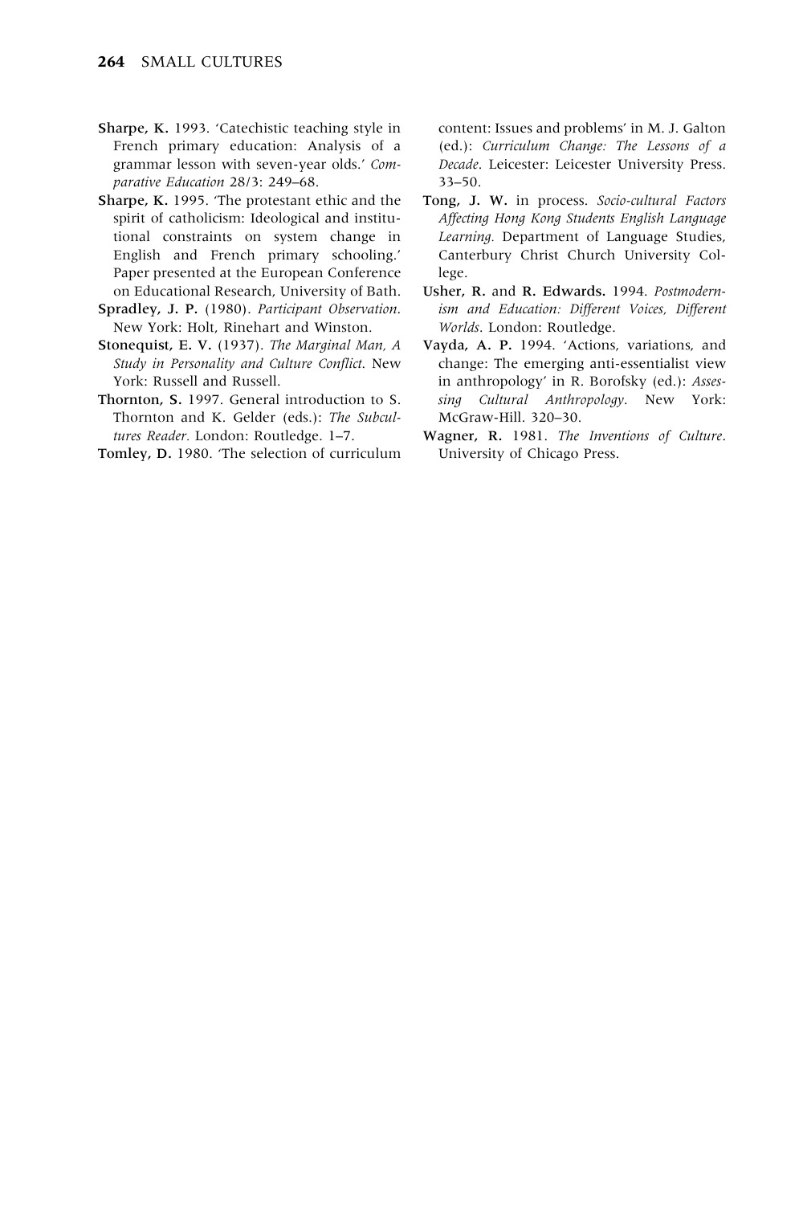**Sharpe, K.** 1993. 'Catechistic teaching style in French primary education: Analysis of a grammar lesson with seven-year olds.' *Comparative Education* 28/3: 249–68.

**Sharpe, K.** 1995. 'The protestant ethic and the spirit of catholicism: Ideological and institutional constraints on system change in English and French primary schooling.' Paper presented at the European Conference on Educational Research, University of Bath.

**Spradley, J. P.** (1980). *Participant Observation*. New York: Holt, Rinehart and Winston.

**Stonequist, E. V.** (1937). *The Marginal Man, A Study in Personality and Culture Conflict*. New York: Russell and Russell.

**Thornton, S.** 1997. General introduction to S. Thornton and K. Gelder (eds.): *The Subcultures Reader*. London: Routledge. 1–7.

**Tomley, D.** 1980. 'The selection of curriculum content: Issues and problems' in M. J. Galton (ed.): *Curriculum Change: The Lessons of a Decade*. Leicester: Leicester University Press. 33–50.

**Tong, J. W.** in process. *Socio-cultural Factors Affecting Hong Kong Students English Language Learning*. Department of Language Studies, Canterbury Christ Church University College.

**Usher, R.** and **R. Edwards.** 1994. *Postmodernism and Education: Different Voices, Different Worlds*. London: Routledge.

**Vayda, A. P.** 1994. 'Actions, variations, and change: The emerging anti-essentialist view in anthropology' in R. Borofsky (ed.): *Assessing Cultural Anthropology*. New York: McGraw-Hill. 320–30.

**Wagner, R.** 1981. *The Inventions of Culture*. University of Chicago Press.